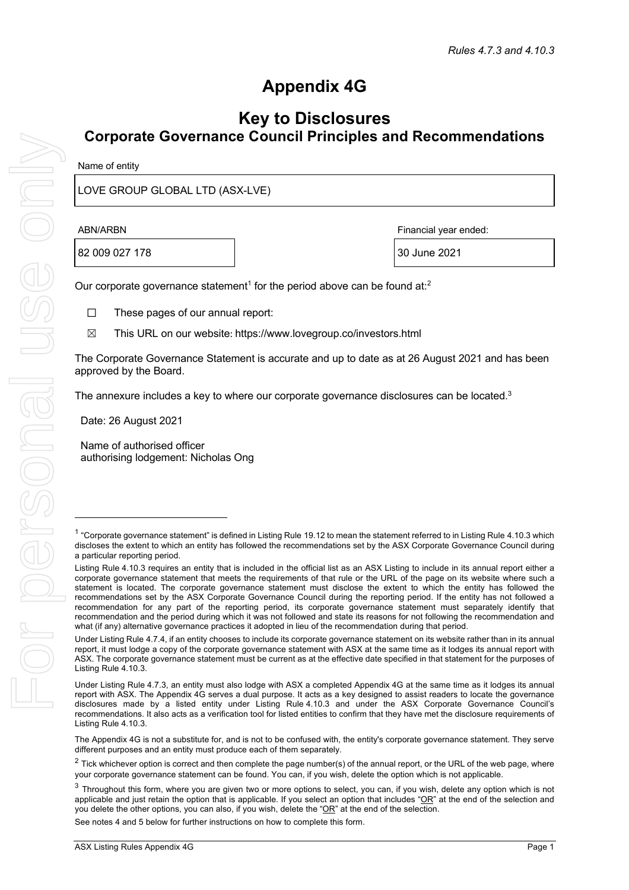*Rules 4.7.3 and 4.10.3*

# Appendix 4G

## Key to Disclosures
## Corporate Governance Council Principles and Recommendations

Name of entity

LOVE GROUP GLOBAL LTD (ASX-LVE)

| ABN/ARBN | Financial year ended: |
|---|---|
| 82 009 027 178 | 30 June 2021 |

Our corporate governance statement[1] for the period above can be found at:[2]

☐ These pages of our annual report:

☒ This URL on our website: https://www.lovegroup.co/investors.html

The Corporate Governance Statement is accurate and up to date as at 26 August 2021 and has been approved by the Board.

The annexure includes a key to where our corporate governance disclosures can be located.[3]

Date: 26 August 2021

Name of authorised officer authorising lodgement: Nicholas Ong

---

[1] "Corporate governance statement" is defined in Listing Rule 19.12 to mean the statement referred to in Listing Rule 4.10.3 which discloses the extent to which an entity has followed the recommendations set by the ASX Corporate Governance Council during a particular reporting period.

Listing Rule 4.10.3 requires an entity that is included in the official list as an ASX Listing to include in its annual report either a corporate governance statement that meets the requirements of that rule or the URL of the page on its website where such a statement is located. The corporate governance statement must disclose the extent to which the entity has followed the recommendations set by the ASX Corporate Governance Council during the reporting period. If the entity has not followed a recommendation for any part of the reporting period, its corporate governance statement must separately identify that recommendation and the period during which it was not followed and state its reasons for not following the recommendation and what (if any) alternative governance practices it adopted in lieu of the recommendation during that period.

Under Listing Rule 4.7.4, if an entity chooses to include its corporate governance statement on its website rather than in its annual report, it must lodge a copy of the corporate governance statement with ASX at the same time as it lodges its annual report with ASX. The corporate governance statement must be current as at the effective date specified in that statement for the purposes of Listing Rule 4.10.3.

Under Listing Rule 4.7.3, an entity must also lodge with ASX a completed Appendix 4G at the same time as it lodges its annual report with ASX. The Appendix 4G serves a dual purpose. It acts as a key designed to assist readers to locate the governance disclosures made by a listed entity under Listing Rule 4.10.3 and under the ASX Corporate Governance Council's recommendations. It also acts as a verification tool for listed entities to confirm that they have met the disclosure requirements of Listing Rule 4.10.3.

The Appendix 4G is not a substitute for, and is not to be confused with, the entity's corporate governance statement. They serve different purposes and an entity must produce each of them separately.

[2] Tick whichever option is correct and then complete the page number(s) of the annual report, or the URL of the web page, where your corporate governance statement can be found. You can, if you wish, delete the option which is not applicable.

[3] Throughout this form, where you are given two or more options to select, you can, if you wish, delete any option which is not applicable and just retain the option that is applicable. If you select an option that includes "OR" at the end of the selection and you delete the other options, you can also, if you wish, delete the "OR" at the end of the selection.

See notes 4 and 5 below for further instructions on how to complete this form.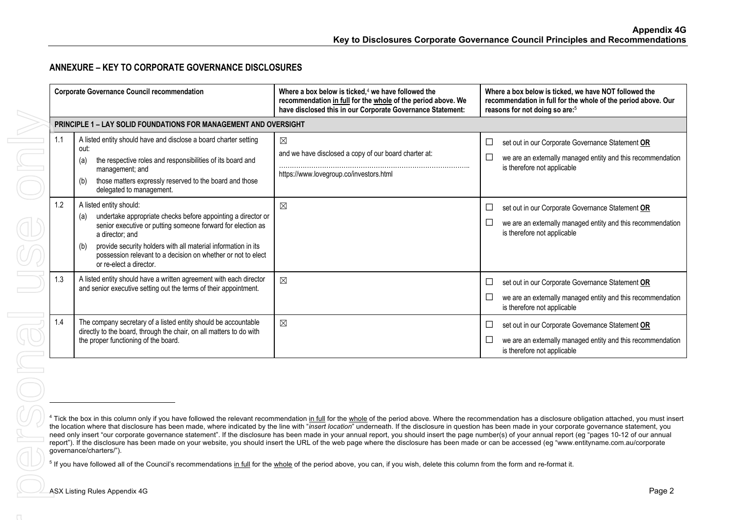## ANNEXURE – KEY TO CORPORATE GOVERNANCE DISCLOSURES

| | Corporate Governance Council recommendation | Where a box below is ticked,[4] we have followed the recommendation in full for the whole of the period above. We have disclosed this in our Corporate Governance Statement: | Where a box below is ticked, we have NOT followed the recommendation in full for the whole of the period above. Our reasons for not doing so are:[5] |
|---|---|---|---|
| **PRINCIPLE 1 – LAY SOLID FOUNDATIONS FOR MANAGEMENT AND OVERSIGHT** | | | |
| 1.1 | A listed entity should have and disclose a board charter setting out:<br>(a) the respective roles and responsibilities of its board and management; and<br>(b) those matters expressly reserved to the board and those delegated to management. | ☒<br>and we have disclosed a copy of our board charter at:<br>……………………………………………………………………………<br>https://www.lovegroup.co/investors.html | ☐ set out in our Corporate Governance Statement **OR**<br>☐ we are an externally managed entity and this recommendation is therefore not applicable |
| 1.2 | A listed entity should:<br>(a) undertake appropriate checks before appointing a director or senior executive or putting someone forward for election as a director; and<br>(b) provide security holders with all material information in its possession relevant to a decision on whether or not to elect or re-elect a director. | ☒ | ☐ set out in our Corporate Governance Statement **OR**<br>☐ we are an externally managed entity and this recommendation is therefore not applicable |
| 1.3 | A listed entity should have a written agreement with each director and senior executive setting out the terms of their appointment. | ☒ | ☐ set out in our Corporate Governance Statement **OR**<br>☐ we are an externally managed entity and this recommendation is therefore not applicable |
| 1.4 | The company secretary of a listed entity should be accountable directly to the board, through the chair, on all matters to do with the proper functioning of the board. | ☒ | ☐ set out in our Corporate Governance Statement **OR**<br>☐ we are an externally managed entity and this recommendation is therefore not applicable |

[4] Tick the box in this column only if you have followed the relevant recommendation in full for the whole of the period above. Where the recommendation has a disclosure obligation attached, you must insert the location where that disclosure has been made, where indicated by the line with "*insert location*" underneath. If the disclosure in question has been made in your corporate governance statement, you need only insert "our corporate governance statement". If the disclosure has been made in your annual report, you should insert the page number(s) of your annual report (eg "pages 10-12 of our annual report"). If the disclosure has been made on your website, you should insert the URL of the web page where the disclosure has been made or can be accessed (eg "www.entityname.com.au/corporate governance/charters/").

[5] If you have followed all of the Council's recommendations in full for the whole of the period above, you can, if you wish, delete this column from the form and re-format it.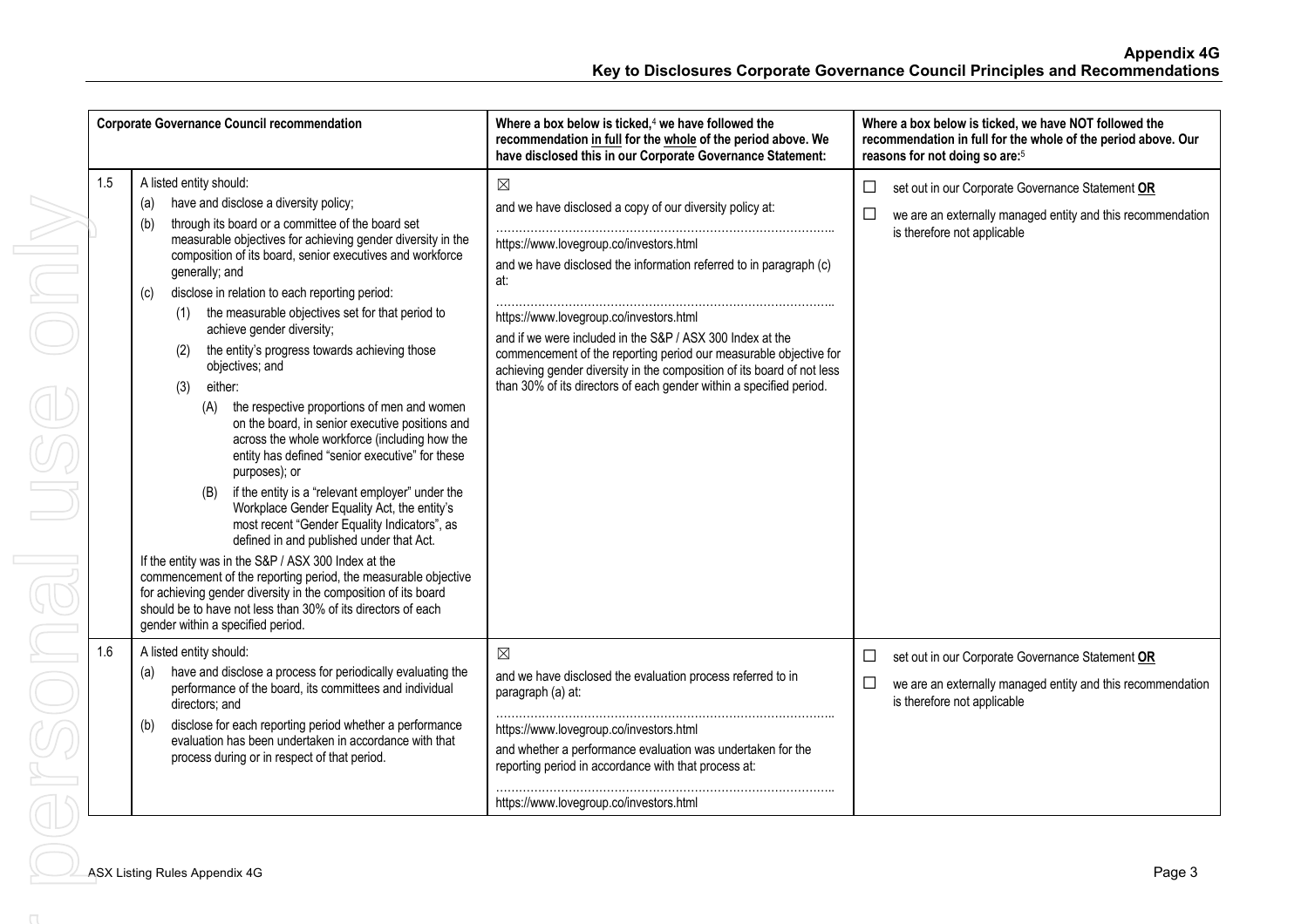| | Corporate Governance Council recommendation | Where a box below is ticked,[4] we have followed the recommendation in full for the whole of the period above. We have disclosed this in our Corporate Governance Statement: | Where a box below is ticked, we have NOT followed the recommendation in full for the whole of the period above. Our reasons for not doing so are:[5] |
|---|---|---|---|
| 1.5 | A listed entity should:<br>(a) have and disclose a diversity policy;<br>(b) through its board or a committee of the board set measurable objectives for achieving gender diversity in the composition of its board, senior executives and workforce generally; and<br>(c) disclose in relation to each reporting period:<br>(1) the measurable objectives set for that period to achieve gender diversity;<br>(2) the entity's progress towards achieving those objectives; and<br>(3) either:<br>(A) the respective proportions of men and women on the board, in senior executive positions and across the whole workforce (including how the entity has defined "senior executive" for these purposes); or<br>(B) if the entity is a "relevant employer" under the Workplace Gender Equality Act, the entity's most recent "Gender Equality Indicators", as defined in and published under that Act.<br>If the entity was in the S&P / ASX 300 Index at the commencement of the reporting period, the measurable objective for achieving gender diversity in the composition of its board should be to have not less than 30% of its directors of each gender within a specified period. | ☒<br>and we have disclosed a copy of our diversity policy at:<br>https://www.lovegroup.co/investors.html<br>and we have disclosed the information referred to in paragraph (c) at:<br>https://www.lovegroup.co/investors.html<br>and if we were included in the S&P / ASX 300 Index at the commencement of the reporting period our measurable objective for achieving gender diversity in the composition of its board of not less than 30% of its directors of each gender within a specified period. | ☐ set out in our Corporate Governance Statement **OR**<br>☐ we are an externally managed entity and this recommendation is therefore not applicable |
| 1.6 | A listed entity should:<br>(a) have and disclose a process for periodically evaluating the performance of the board, its committees and individual directors; and<br>(b) disclose for each reporting period whether a performance evaluation has been undertaken in accordance with that process during or in respect of that period. | ☒<br>and we have disclosed the evaluation process referred to in paragraph (a) at:<br>https://www.lovegroup.co/investors.html<br>and whether a performance evaluation was undertaken for the reporting period in accordance with that process at:<br>https://www.lovegroup.co/investors.html | ☐ set out in our Corporate Governance Statement **OR**<br>☐ we are an externally managed entity and this recommendation is therefore not applicable |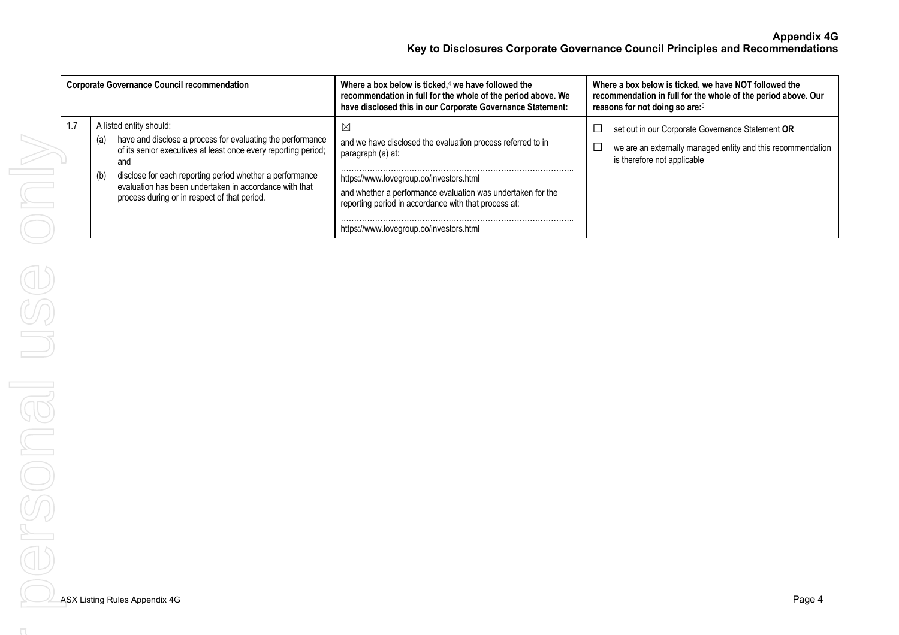## Appendix 4G
## Key to Disclosures Corporate Governance Council Principles and Recommendations

| | Corporate Governance Council recommendation | Where a box below is ticked,[4] we have followed the recommendation in full for the whole of the period above. We have disclosed this in our Corporate Governance Statement: | Where a box below is ticked, we have NOT followed the recommendation in full for the whole of the period above. Our reasons for not doing so are:[5] |
|---|---|---|---|
| 1.7 | A listed entity should:<br>(a) have and disclose a process for evaluating the performance of its senior executives at least once every reporting period; and<br>(b) disclose for each reporting period whether a performance evaluation has been undertaken in accordance with that process during or in respect of that period. | ☒<br>and we have disclosed the evaluation process referred to in paragraph (a) at:<br>https://www.lovegroup.co/investors.html<br>and whether a performance evaluation was undertaken for the reporting period in accordance with that process at:<br>https://www.lovegroup.co/investors.html | ☐ set out in our Corporate Governance Statement **OR**<br>☐ we are an externally managed entity and this recommendation is therefore not applicable |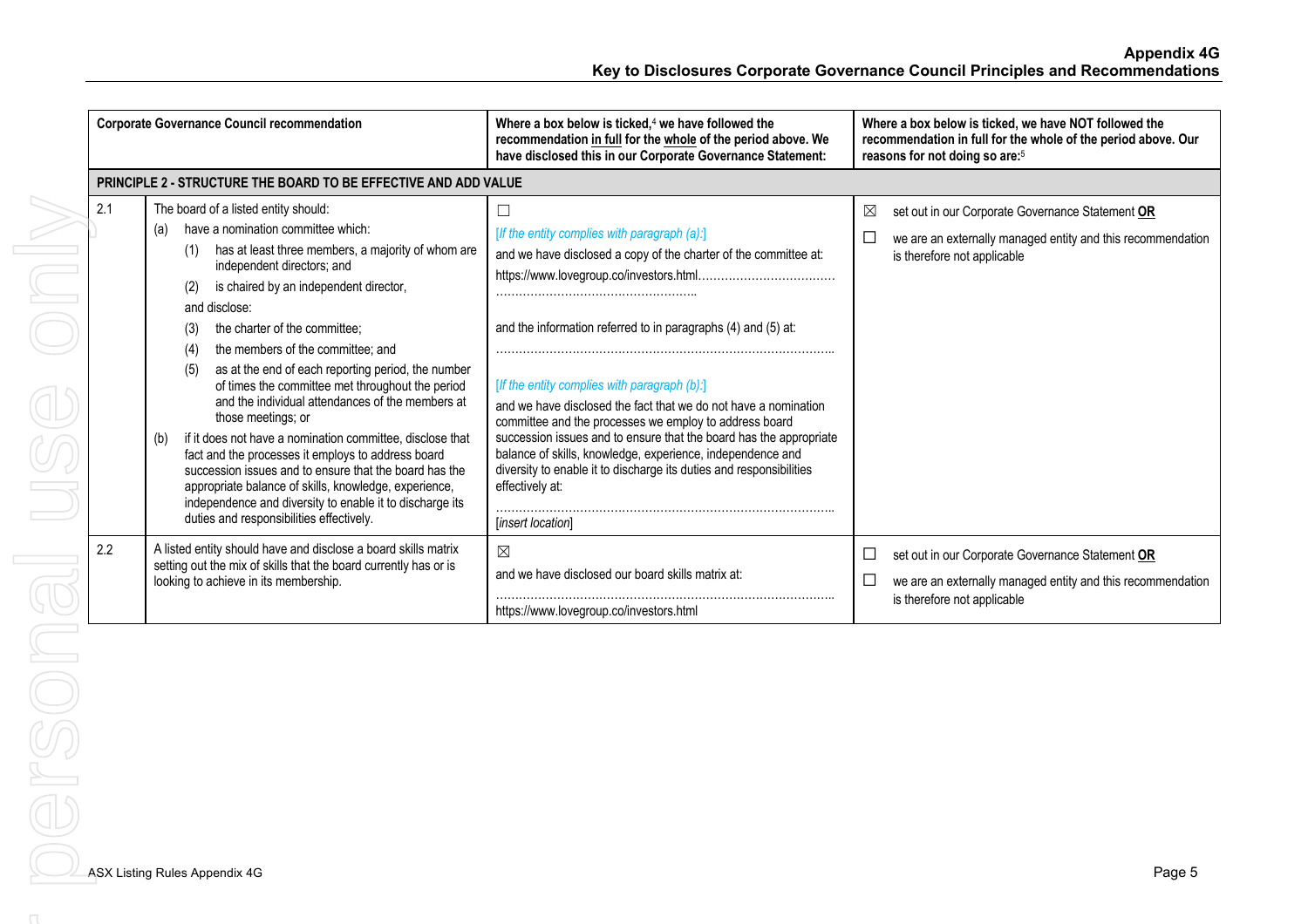| | Corporate Governance Council recommendation | Where a box below is ticked,[4] we have followed the recommendation in full for the whole of the period above. We have disclosed this in our Corporate Governance Statement: | Where a box below is ticked, we have NOT followed the recommendation in full for the whole of the period above. Our reasons for not doing so are:[5] |
|---|---|---|---|
| **PRINCIPLE 2 - STRUCTURE THE BOARD TO BE EFFECTIVE AND ADD VALUE** | | | |
| 2.1 | The board of a listed entity should:<br>(a) have a nomination committee which:<br>(1) has at least three members, a majority of whom are independent directors; and<br>(2) is chaired by an independent director,<br>and disclose:<br>(3) the charter of the committee;<br>(4) the members of the committee; and<br>(5) as at the end of each reporting period, the number of times the committee met throughout the period and the individual attendances of the members at those meetings; or<br>(b) if it does not have a nomination committee, disclose that fact and the processes it employs to address board succession issues and to ensure that the board has the appropriate balance of skills, knowledge, experience, independence and diversity to enable it to discharge its duties and responsibilities effectively. | ☐<br>*[If the entity complies with paragraph (a):]*<br>and we have disclosed a copy of the charter of the committee at:<br>https://www.lovegroup.co/investors.html……………………………… ……………………………………………..<br>and the information referred to in paragraphs (4) and (5) at:<br>…………………………………………………………………………..<br>*[If the entity complies with paragraph (b):]*<br>and we have disclosed the fact that we do not have a nomination committee and the processes we employ to address board succession issues and to ensure that the board has the appropriate balance of skills, knowledge, experience, independence and diversity to enable it to discharge its duties and responsibilities effectively at:<br>…………………………………………………………………………..<br>*[insert location]* | ☒ set out in our Corporate Governance Statement **OR**<br>☐ we are an externally managed entity and this recommendation is therefore not applicable |
| 2.2 | A listed entity should have and disclose a board skills matrix setting out the mix of skills that the board currently has or is looking to achieve in its membership. | ☒<br>and we have disclosed our board skills matrix at:<br>…………………………………………………………………………..<br>https://www.lovegroup.co/investors.html | ☐ set out in our Corporate Governance Statement **OR**<br>☐ we are an externally managed entity and this recommendation is therefore not applicable |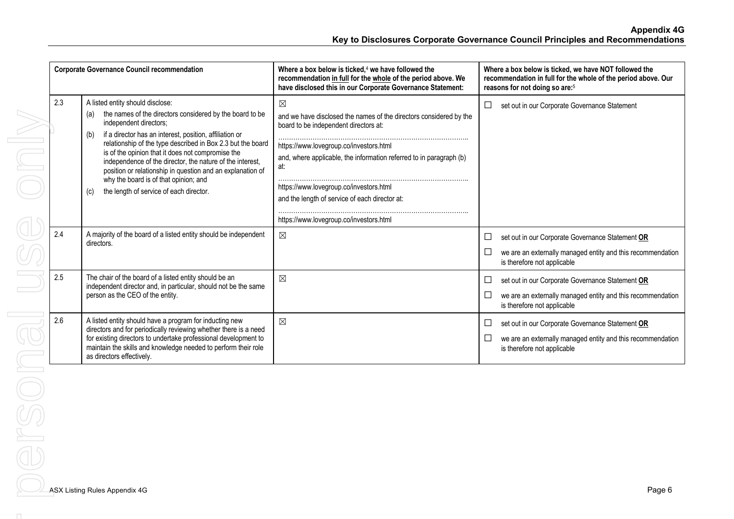| Corporate Governance Council recommendation | | Where a box below is ticked,[4] we have followed the recommendation <u>in full</u> for the <u>whole</u> of the period above. We have disclosed this in our Corporate Governance Statement: | Where a box below is ticked, we have NOT followed the recommendation in full for the whole of the period above. Our reasons for not doing so are:[5] |
|---|---|---|---|
| 2.3 | A listed entity should disclose:<br>(a) the names of the directors considered by the board to be independent directors;<br>(b) if a director has an interest, position, affiliation or relationship of the type described in Box 2.3 but the board is of the opinion that it does not compromise the independence of the director, the nature of the interest, position or relationship in question and an explanation of why the board is of that opinion; and<br>(c) the length of service of each director. | ☒<br>and we have disclosed the names of the directors considered by the board to be independent directors at:<br>……………………………………………………………………………<br>https://www.lovegroup.co/investors.html<br>and, where applicable, the information referred to in paragraph (b) at:<br>……………………………………………………………………………<br>https://www.lovegroup.co/investors.html<br>and the length of service of each director at:<br>……………………………………………………………………………<br>https://www.lovegroup.co/investors.html | ☐ set out in our Corporate Governance Statement |
| 2.4 | A majority of the board of a listed entity should be independent directors. | ☒ | ☐ set out in our Corporate Governance Statement **<u>OR</u>**<br>☐ we are an externally managed entity and this recommendation is therefore not applicable |
| 2.5 | The chair of the board of a listed entity should be an independent director and, in particular, should not be the same person as the CEO of the entity. | ☒ | ☐ set out in our Corporate Governance Statement **<u>OR</u>**<br>☐ we are an externally managed entity and this recommendation is therefore not applicable |
| 2.6 | A listed entity should have a program for inducting new directors and for periodically reviewing whether there is a need for existing directors to undertake professional development to maintain the skills and knowledge needed to perform their role as directors effectively. | ☒ | ☐ set out in our Corporate Governance Statement **<u>OR</u>**<br>☐ we are an externally managed entity and this recommendation is therefore not applicable |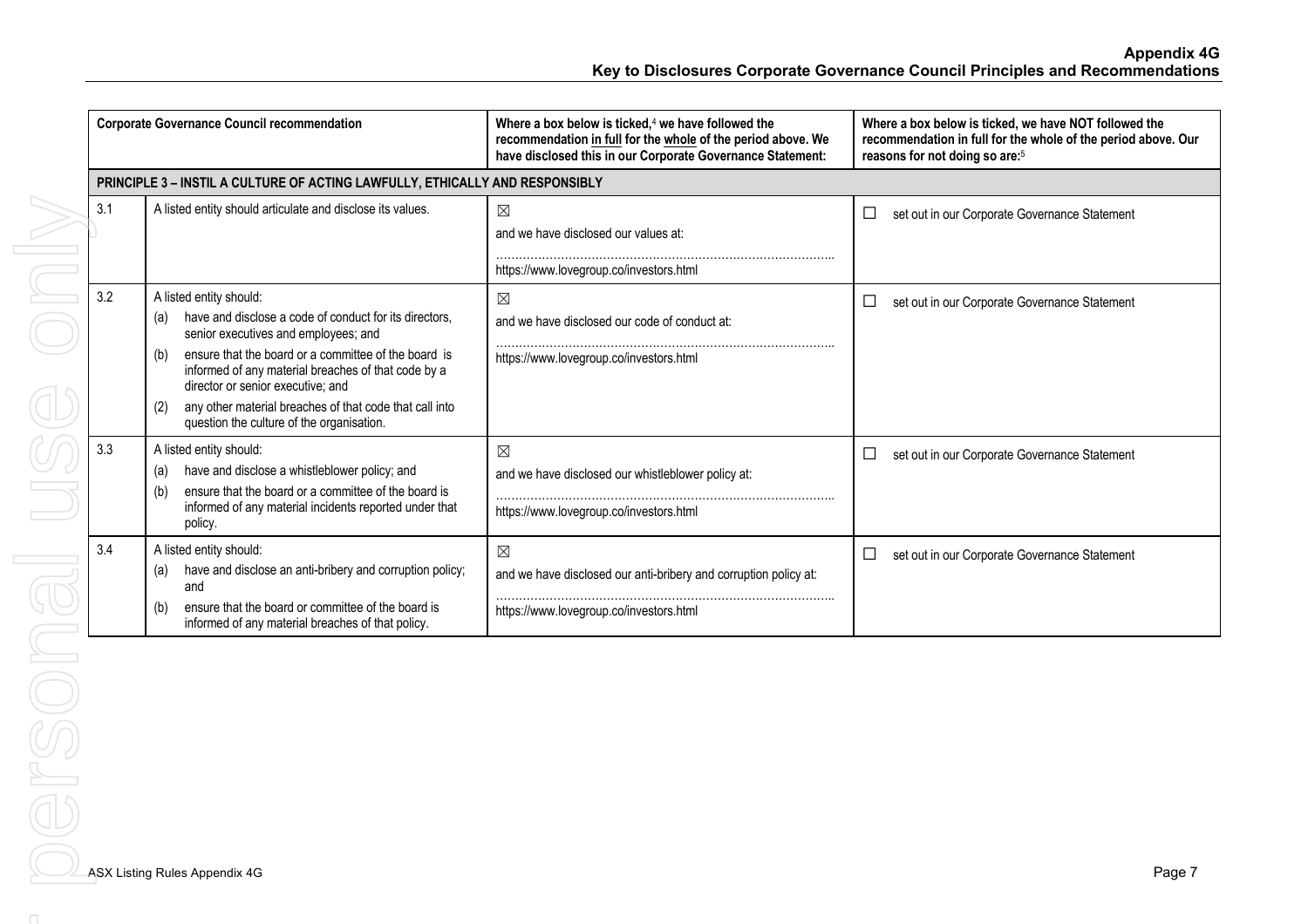| Corporate Governance Council recommendation | | Where a box below is ticked,[4] we have followed the recommendation <u>in full</u> for the <u>whole</u> of the period above. We have disclosed this in our Corporate Governance Statement: | Where a box below is ticked, we have NOT followed the recommendation in full for the whole of the period above. Our reasons for not doing so are:[5] |
|---|---|---|---|
| **PRINCIPLE 3 – INSTIL A CULTURE OF ACTING LAWFULLY, ETHICALLY AND RESPONSIBLY** | | | |
| 3.1 | A listed entity should articulate and disclose its values. | ☒ and we have disclosed our values at: https://www.lovegroup.co/investors.html | ☐ set out in our Corporate Governance Statement |
| 3.2 | A listed entity should: (a) have and disclose a code of conduct for its directors, senior executives and employees; and (b) ensure that the board or a committee of the board is informed of any material breaches of that code by a director or senior executive; and (2) any other material breaches of that code that call into question the culture of the organisation. | ☒ and we have disclosed our code of conduct at: https://www.lovegroup.co/investors.html | ☐ set out in our Corporate Governance Statement |
| 3.3 | A listed entity should: (a) have and disclose a whistleblower policy; and (b) ensure that the board or a committee of the board is informed of any material incidents reported under that policy. | ☒ and we have disclosed our whistleblower policy at: https://www.lovegroup.co/investors.html | ☐ set out in our Corporate Governance Statement |
| 3.4 | A listed entity should: (a) have and disclose an anti-bribery and corruption policy; and (b) ensure that the board or committee of the board is informed of any material breaches of that policy. | ☒ and we have disclosed our anti-bribery and corruption policy at: https://www.lovegroup.co/investors.html | ☐ set out in our Corporate Governance Statement |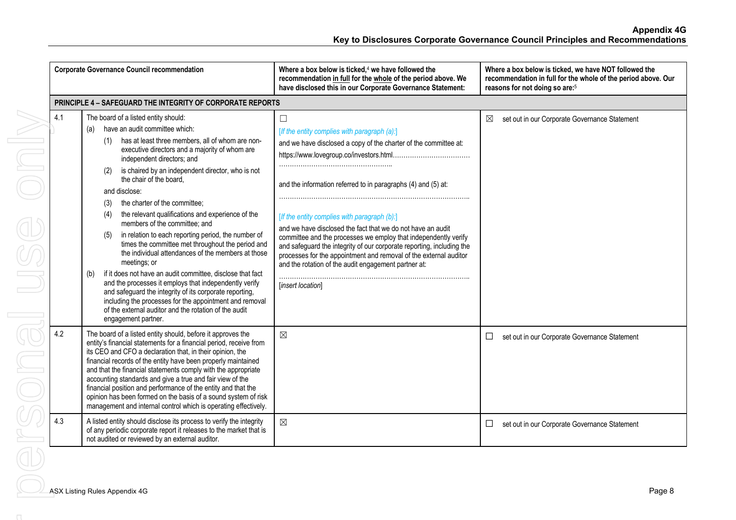| | Corporate Governance Council recommendation | Where a box below is ticked,[4] we have followed the recommendation in full for the whole of the period above. We have disclosed this in our Corporate Governance Statement: | Where a box below is ticked, we have NOT followed the recommendation in full for the whole of the period above. Our reasons for not doing so are:[5] |
|---|---|---|---|
| **PRINCIPLE 4 – SAFEGUARD THE INTEGRITY OF CORPORATE REPORTS** | | | |
| 4.1 | The board of a listed entity should:<br>(a) have an audit committee which:<br>(1) has at least three members, all of whom are non-executive directors and a majority of whom are independent directors; and<br>(2) is chaired by an independent director, who is not the chair of the board,<br>and disclose:<br>(3) the charter of the committee;<br>(4) the relevant qualifications and experience of the members of the committee; and<br>(5) in relation to each reporting period, the number of times the committee met throughout the period and the individual attendances of the members at those meetings; or<br>(b) if it does not have an audit committee, disclose that fact and the processes it employs that independently verify and safeguard the integrity of its corporate reporting, including the processes for the appointment and removal of the external auditor and the rotation of the audit engagement partner. | ☐<br>*[If the entity complies with paragraph (a):]*<br>and we have disclosed a copy of the charter of the committee at:<br>https://www.lovegroup.co/investors.html……………………………………………………………<br>and the information referred to in paragraphs (4) and (5) at:<br>……………………………………………………………………………<br>*[If the entity complies with paragraph (b):]*<br>and we have disclosed the fact that we do not have an audit committee and the processes we employ that independently verify and safeguard the integrity of our corporate reporting, including the processes for the appointment and removal of the external auditor and the rotation of the audit engagement partner at:<br>……………………………………………………………………………<br>*[insert location]* | ☒ set out in our Corporate Governance Statement |
| 4.2 | The board of a listed entity should, before it approves the entity's financial statements for a financial period, receive from its CEO and CFO a declaration that, in their opinion, the financial records of the entity have been properly maintained and that the financial statements comply with the appropriate accounting standards and give a true and fair view of the financial position and performance of the entity and that the opinion has been formed on the basis of a sound system of risk management and internal control which is operating effectively. | ☒ | ☐ set out in our Corporate Governance Statement |
| 4.3 | A listed entity should disclose its process to verify the integrity of any periodic corporate report it releases to the market that is not audited or reviewed by an external auditor. | ☒ | ☐ set out in our Corporate Governance Statement |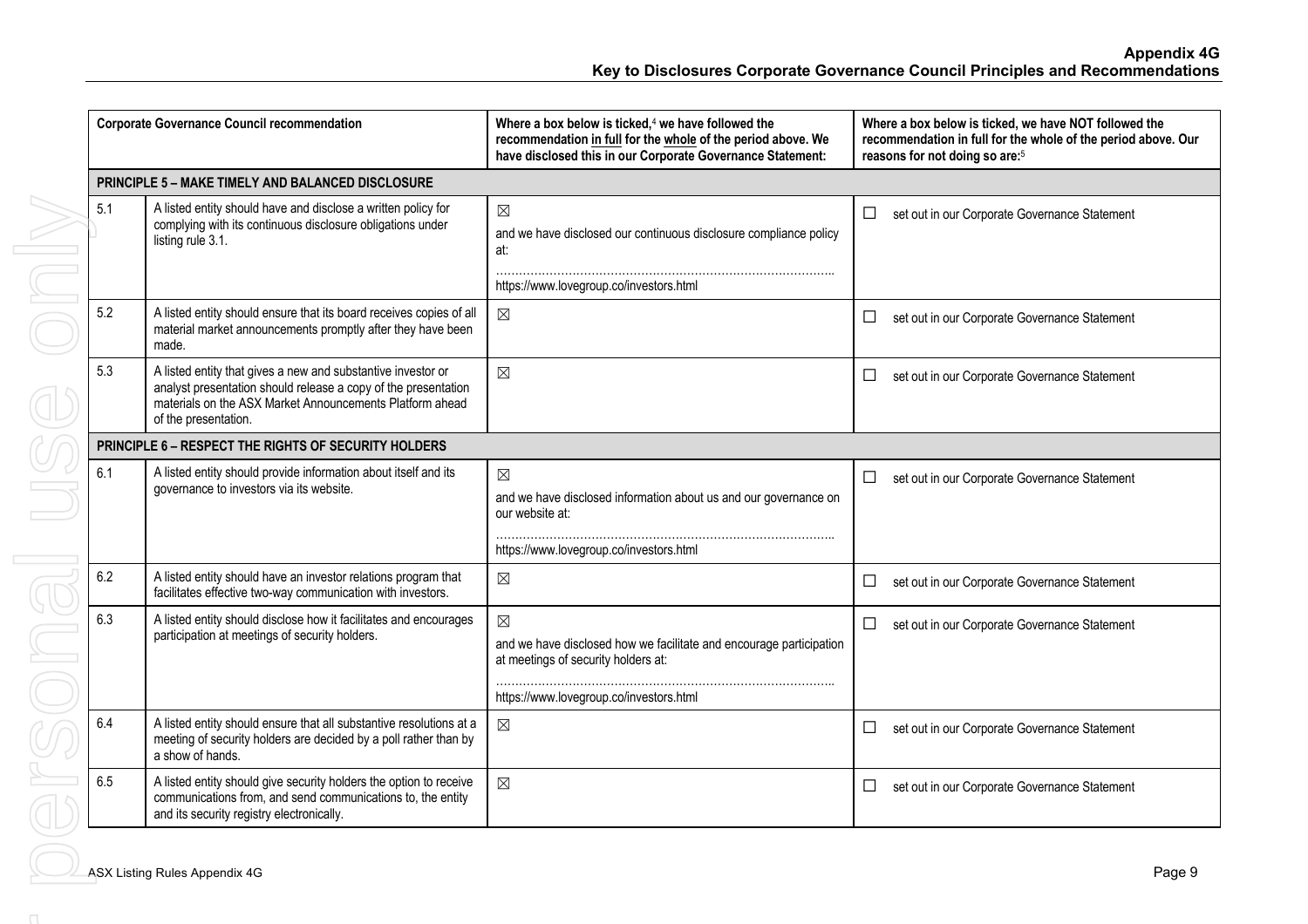| | Corporate Governance Council recommendation | Where a box below is ticked,[4] we have followed the recommendation in full for the whole of the period above. We have disclosed this in our Corporate Governance Statement: | Where a box below is ticked, we have NOT followed the recommendation in full for the whole of the period above. Our reasons for not doing so are:[5] |
|---|---|---|---|
| **PRINCIPLE 5 – MAKE TIMELY AND BALANCED DISCLOSURE** | | | |
| 5.1 | A listed entity should have and disclose a written policy for complying with its continuous disclosure obligations under listing rule 3.1. | ☒ and we have disclosed our continuous disclosure compliance policy at: ………………………………………………………………………….. https://www.lovegroup.co/investors.html | ☐ set out in our Corporate Governance Statement |
| 5.2 | A listed entity should ensure that its board receives copies of all material market announcements promptly after they have been made. | ☒ | ☐ set out in our Corporate Governance Statement |
| 5.3 | A listed entity that gives a new and substantive investor or analyst presentation should release a copy of the presentation materials on the ASX Market Announcements Platform ahead of the presentation. | ☒ | ☐ set out in our Corporate Governance Statement |
| **PRINCIPLE 6 – RESPECT THE RIGHTS OF SECURITY HOLDERS** | | | |
| 6.1 | A listed entity should provide information about itself and its governance to investors via its website. | ☒ and we have disclosed information about us and our governance on our website at: ………………………………………………………………………….. https://www.lovegroup.co/investors.html | ☐ set out in our Corporate Governance Statement |
| 6.2 | A listed entity should have an investor relations program that facilitates effective two-way communication with investors. | ☒ | ☐ set out in our Corporate Governance Statement |
| 6.3 | A listed entity should disclose how it facilitates and encourages participation at meetings of security holders. | ☒ and we have disclosed how we facilitate and encourage participation at meetings of security holders at: ………………………………………………………………………….. https://www.lovegroup.co/investors.html | ☐ set out in our Corporate Governance Statement |
| 6.4 | A listed entity should ensure that all substantive resolutions at a meeting of security holders are decided by a poll rather than by a show of hands. | ☒ | ☐ set out in our Corporate Governance Statement |
| 6.5 | A listed entity should give security holders the option to receive communications from, and send communications to, the entity and its security registry electronically. | ☒ | ☐ set out in our Corporate Governance Statement |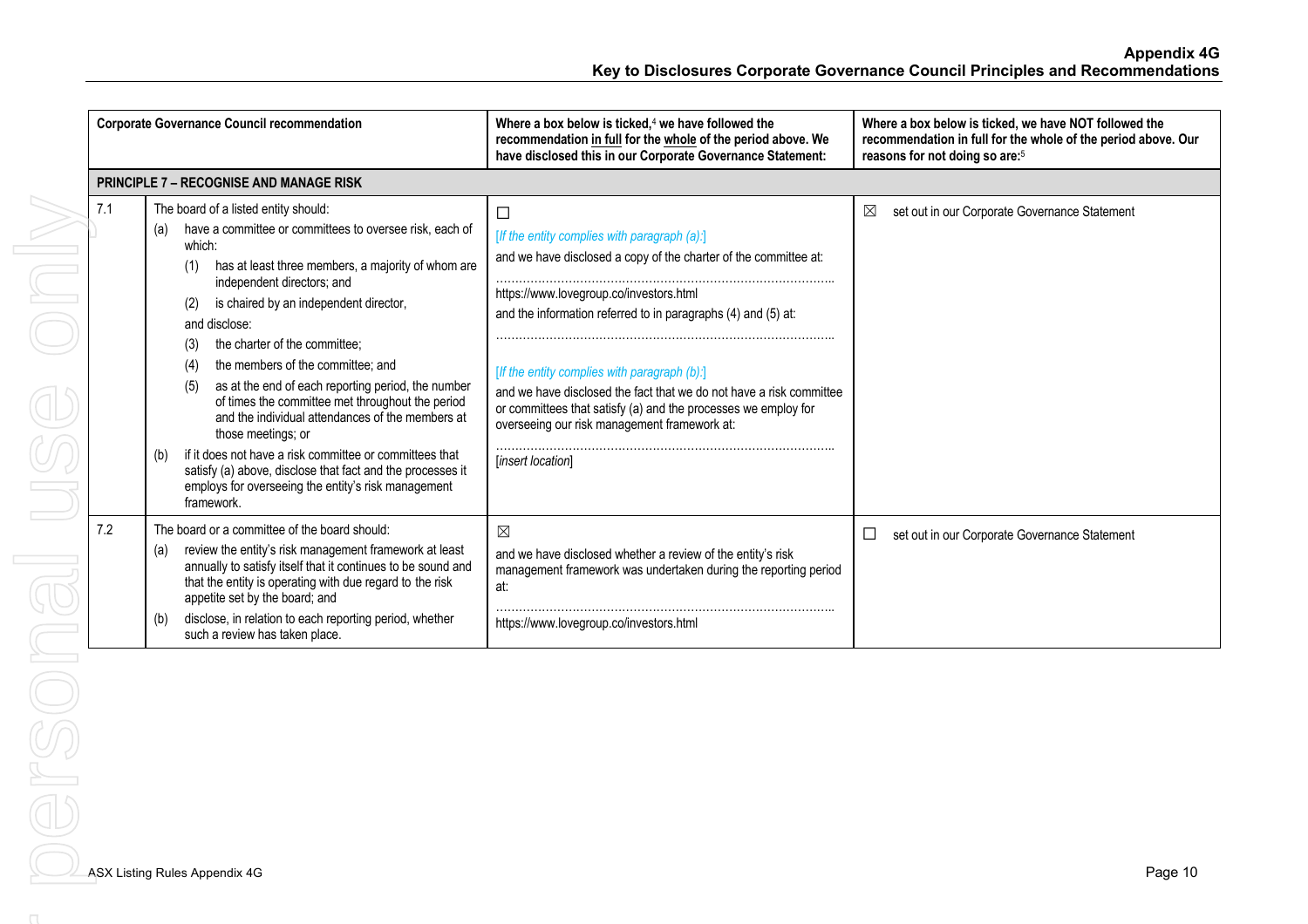| Corporate Governance Council recommendation | | Where a box below is ticked,[4] we have followed the recommendation in full for the whole of the period above. We have disclosed this in our Corporate Governance Statement: | Where a box below is ticked, we have NOT followed the recommendation in full for the whole of the period above. Our reasons for not doing so are:[5] |
|---|---|---|---|
| **PRINCIPLE 7 – RECOGNISE AND MANAGE RISK** | | | |
| 7.1 | The board of a listed entity should: (a) have a committee or committees to oversee risk, each of which: (1) has at least three members, a majority of whom are independent directors; and (2) is chaired by an independent director, and disclose: (3) the charter of the committee; (4) the members of the committee; and (5) as at the end of each reporting period, the number of times the committee met throughout the period and the individual attendances of the members at those meetings; or (b) if it does not have a risk committee or committees that satisfy (a) above, disclose that fact and the processes it employs for overseeing the entity's risk management framework. | ☐ *[If the entity complies with paragraph (a):]* and we have disclosed a copy of the charter of the committee at: https://www.lovegroup.co/investors.html and the information referred to in paragraphs (4) and (5) at: ……………… *[If the entity complies with paragraph (b):]* and we have disclosed the fact that we do not have a risk committee or committees that satisfy (a) and the processes we employ for overseeing our risk management framework at: [*insert location*] | ☒ set out in our Corporate Governance Statement |
| 7.2 | The board or a committee of the board should: (a) review the entity's risk management framework at least annually to satisfy itself that it continues to be sound and that the entity is operating with due regard to the risk appetite set by the board; and (b) disclose, in relation to each reporting period, whether such a review has taken place. | ☒ and we have disclosed whether a review of the entity's risk management framework was undertaken during the reporting period at: https://www.lovegroup.co/investors.html | ☐ set out in our Corporate Governance Statement |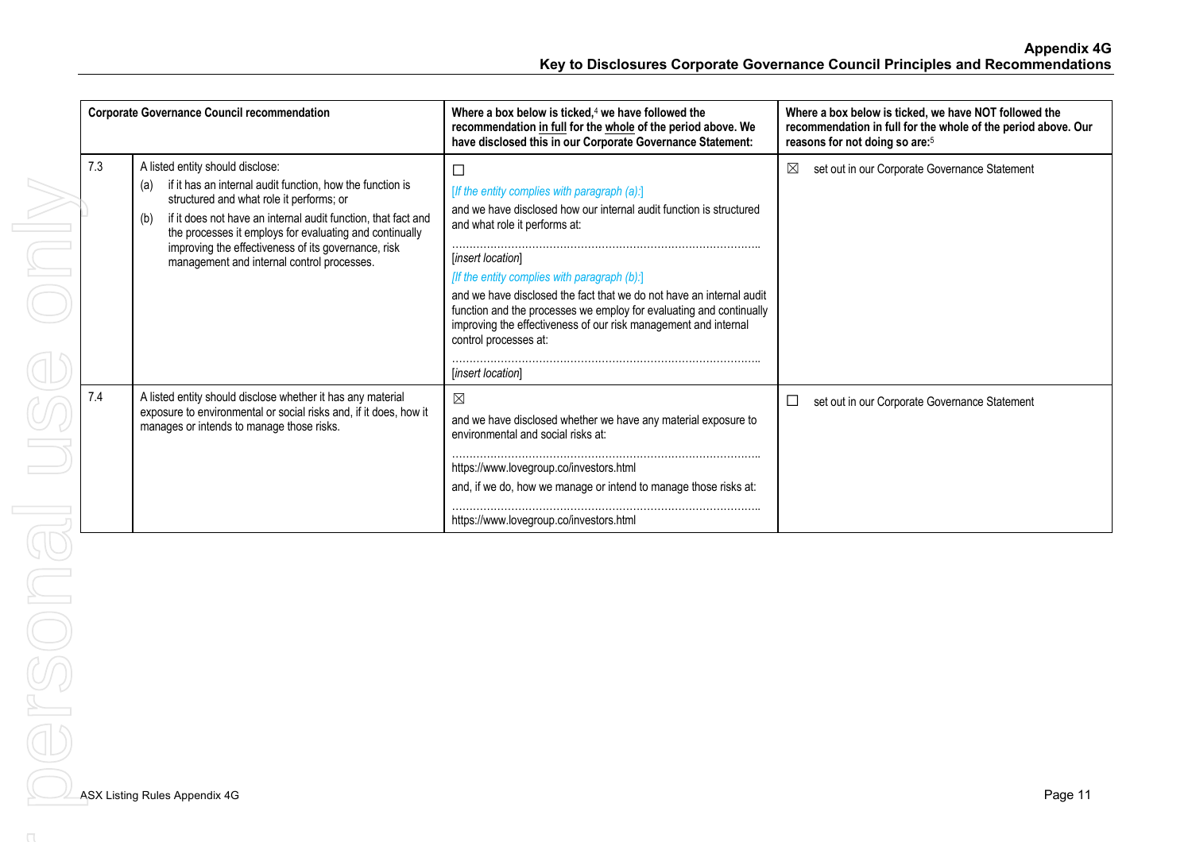| Corporate Governance Council recommendation | | Where a box below is ticked,[4] we have followed the recommendation in full for the whole of the period above. We have disclosed this in our Corporate Governance Statement: | Where a box below is ticked, we have NOT followed the recommendation in full for the whole of the period above. Our reasons for not doing so are:[5] |
|---|---|---|---|
| 7.3 | A listed entity should disclose:<br>(a) if it has an internal audit function, how the function is structured and what role it performs; or<br>(b) if it does not have an internal audit function, that fact and the processes it employs for evaluating and continually improving the effectiveness of its governance, risk management and internal control processes. | ☐<br>*[If the entity complies with paragraph (a):]*<br>and we have disclosed how our internal audit function is structured and what role it performs at:<br>……………………………………………………………………………<br>*[insert location]*<br>*[If the entity complies with paragraph (b):]*<br>and we have disclosed the fact that we do not have an internal audit function and the processes we employ for evaluating and continually improving the effectiveness of our risk management and internal control processes at:<br>……………………………………………………………………………<br>*[insert location]* | ☒ set out in our Corporate Governance Statement |
| 7.4 | A listed entity should disclose whether it has any material exposure to environmental or social risks and, if it does, how it manages or intends to manage those risks. | ☒<br>and we have disclosed whether we have any material exposure to environmental and social risks at:<br>……………………………………………………………………………<br>https://www.lovegroup.co/investors.html<br>and, if we do, how we manage or intend to manage those risks at:<br>……………………………………………………………………………<br>https://www.lovegroup.co/investors.html | ☐ set out in our Corporate Governance Statement |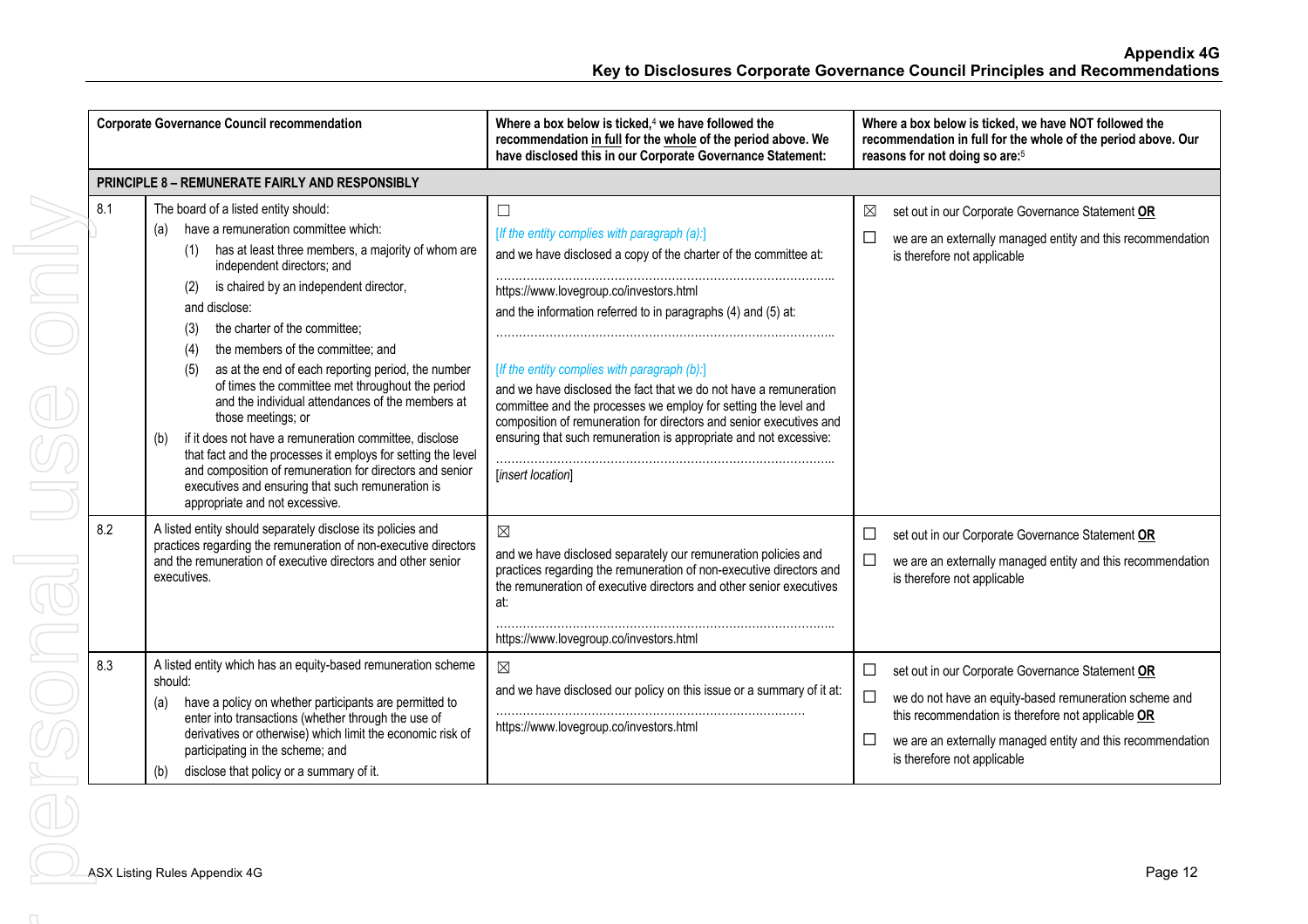**Appendix 4G**
**Key to Disclosures Corporate Governance Council Principles and Recommendations**

| | Corporate Governance Council recommendation | Where a box below is ticked,[4] we have followed the recommendation in full for the whole of the period above. We have disclosed this in our Corporate Governance Statement: | Where a box below is ticked, we have NOT followed the recommendation in full for the whole of the period above. Our reasons for not doing so are:[5] |
|---|---|---|---|
| **PRINCIPLE 8 – REMUNERATE FAIRLY AND RESPONSIBLY** | | | |
| 8.1 | The board of a listed entity should:<br>(a) have a remuneration committee which:<br>(1) has at least three members, a majority of whom are independent directors; and<br>(2) is chaired by an independent director,<br>and disclose:<br>(3) the charter of the committee;<br>(4) the members of the committee; and<br>(5) as at the end of each reporting period, the number of times the committee met throughout the period and the individual attendances of the members at those meetings; or<br>(b) if it does not have a remuneration committee, disclose that fact and the processes it employs for setting the level and composition of remuneration for directors and senior executives and ensuring that such remuneration is appropriate and not excessive. | ☐<br>*[If the entity complies with paragraph (a):]*<br>and we have disclosed a copy of the charter of the committee at:<br>……………………………………………………………………………<br>https://www.lovegroup.co/investors.html<br>and the information referred to in paragraphs (4) and (5) at:<br>……………………………………………………………………………<br>*[If the entity complies with paragraph (b):]*<br>and we have disclosed the fact that we do not have a remuneration committee and the processes we employ for setting the level and composition of remuneration for directors and senior executives and ensuring that such remuneration is appropriate and not excessive:<br>……………………………………………………………………………<br>[*insert location*] | ☒ set out in our Corporate Governance Statement **OR**<br>☐ we are an externally managed entity and this recommendation is therefore not applicable |
| 8.2 | A listed entity should separately disclose its policies and practices regarding the remuneration of non-executive directors and the remuneration of executive directors and other senior executives. | ☒<br>and we have disclosed separately our remuneration policies and practices regarding the remuneration of non-executive directors and the remuneration of executive directors and other senior executives at:<br>……………………………………………………………………………<br>https://www.lovegroup.co/investors.html | ☐ set out in our Corporate Governance Statement **OR**<br>☐ we are an externally managed entity and this recommendation is therefore not applicable |
| 8.3 | A listed entity which has an equity-based remuneration scheme should:<br>(a) have a policy on whether participants are permitted to enter into transactions (whether through the use of derivatives or otherwise) which limit the economic risk of participating in the scheme; and<br>(b) disclose that policy or a summary of it. | ☒<br>and we have disclosed our policy on this issue or a summary of it at:<br>……………………………………………………………………<br>https://www.lovegroup.co/investors.html | ☐ set out in our Corporate Governance Statement **OR**<br>☐ we do not have an equity-based remuneration scheme and this recommendation is therefore not applicable **OR**<br>☐ we are an externally managed entity and this recommendation is therefore not applicable |

ASX Listing Rules Appendix 4G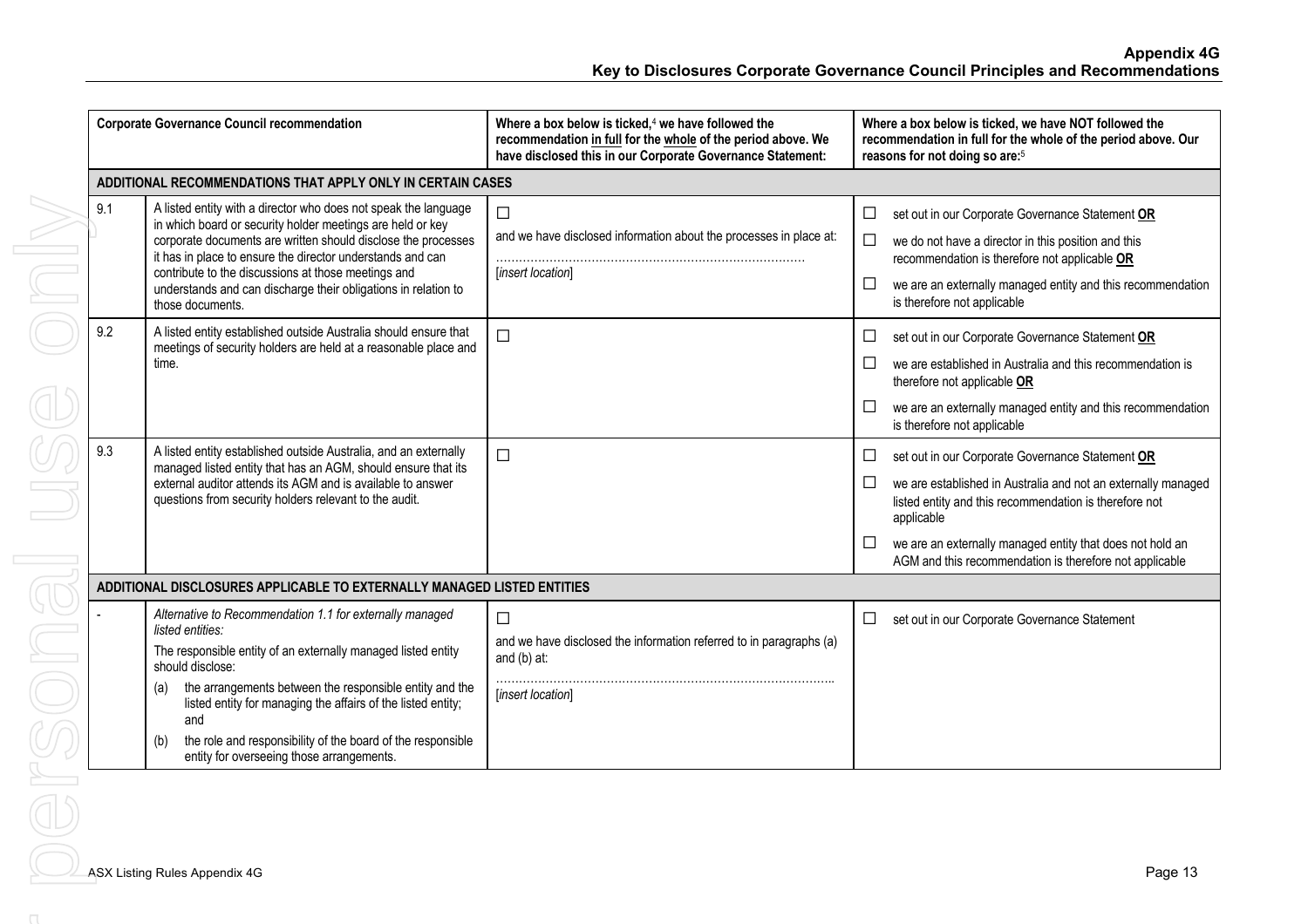## Appendix 4G
## Key to Disclosures Corporate Governance Council Principles and Recommendations

| Corporate Governance Council recommendation | | Where a box below is ticked,[4] we have followed the recommendation in full for the whole of the period above. We have disclosed this in our Corporate Governance Statement: | Where a box below is ticked, we have NOT followed the recommendation in full for the whole of the period above. Our reasons for not doing so are:[5] |
|---|---|---|---|
| **ADDITIONAL RECOMMENDATIONS THAT APPLY ONLY IN CERTAIN CASES** | | | |
| 9.1 | A listed entity with a director who does not speak the language in which board or security holder meetings are held or key corporate documents are written should disclose the processes it has in place to ensure the director understands and can contribute to the discussions at those meetings and understands and can discharge their obligations in relation to those documents. | ☐<br>and we have disclosed information about the processes in place at:<br>………………………………………………………………<br>[*insert location*] | ☐ set out in our Corporate Governance Statement **OR**<br>☐ we do not have a director in this position and this recommendation is therefore not applicable **OR**<br>☐ we are an externally managed entity and this recommendation is therefore not applicable |
| 9.2 | A listed entity established outside Australia should ensure that meetings of security holders are held at a reasonable place and time. | ☐ | ☐ set out in our Corporate Governance Statement **OR**<br>☐ we are established in Australia and this recommendation is therefore not applicable **OR**<br>☐ we are an externally managed entity and this recommendation is therefore not applicable |
| 9.3 | A listed entity established outside Australia, and an externally managed listed entity that has an AGM, should ensure that its external auditor attends its AGM and is available to answer questions from security holders relevant to the audit. | ☐ | ☐ set out in our Corporate Governance Statement **OR**<br>☐ we are established in Australia and not an externally managed listed entity and this recommendation is therefore not applicable<br>☐ we are an externally managed entity that does not hold an AGM and this recommendation is therefore not applicable |
| **ADDITIONAL DISCLOSURES APPLICABLE TO EXTERNALLY MANAGED LISTED ENTITIES** | | | |
| - | *Alternative to Recommendation 1.1 for externally managed listed entities:*<br>The responsible entity of an externally managed listed entity should disclose:<br>(a) the arrangements between the responsible entity and the listed entity for managing the affairs of the listed entity; and<br>(b) the role and responsibility of the board of the responsible entity for overseeing those arrangements. | ☐<br>and we have disclosed the information referred to in paragraphs (a) and (b) at:<br>……………………………………………………………………..<br>[*insert location*] | ☐ set out in our Corporate Governance Statement |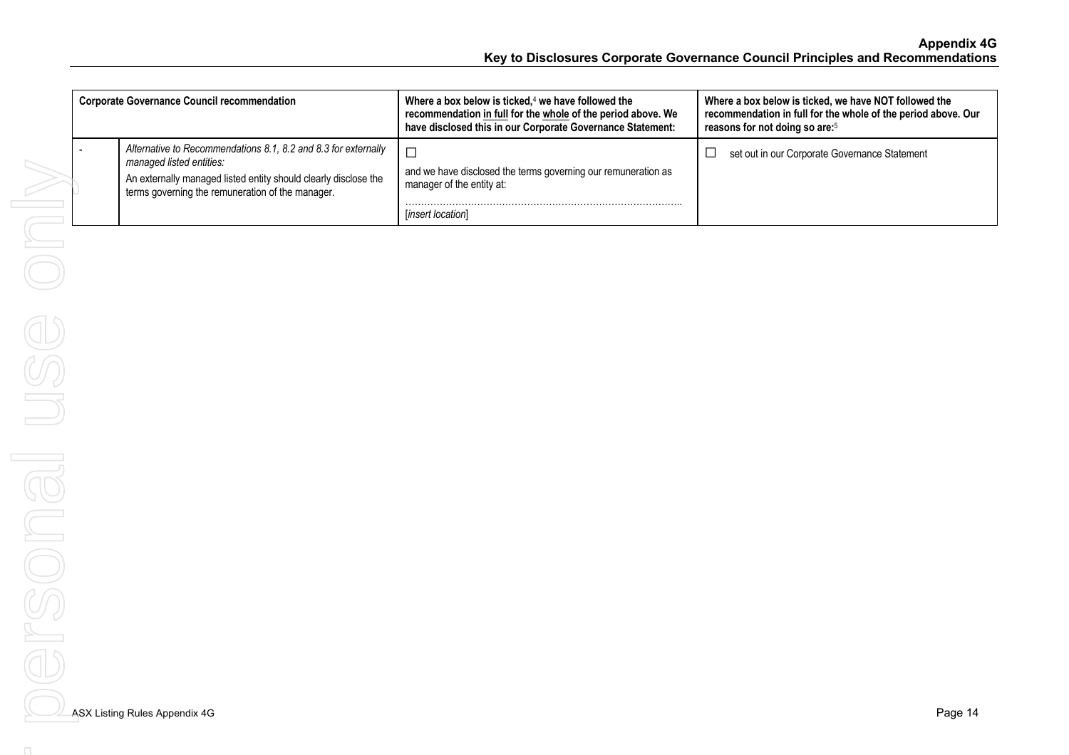| Corporate Governance Council recommendation | | Where a box below is ticked,[4] we have followed the recommendation <u>in full</u> for the <u>whole</u> of the period above. We have disclosed this in our Corporate Governance Statement: | Where a box below is ticked, we have NOT followed the recommendation in full for the whole of the period above. Our reasons for not doing so are:[5] |
|---|---|---|---|
| - | *Alternative to Recommendations 8.1, 8.2 and 8.3 for externally managed listed entities:* An externally managed listed entity should clearly disclose the terms governing the remuneration of the manager. | ☐ and we have disclosed the terms governing our remuneration as manager of the entity at: ……………………………………………………………………………. [*insert location*] | ☐ set out in our Corporate Governance Statement |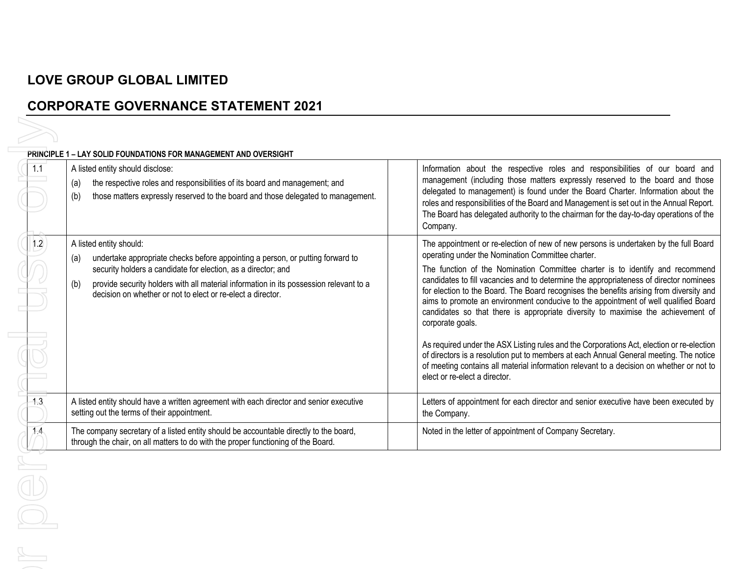# LOVE GROUP GLOBAL LIMITED

## CORPORATE GOVERNANCE STATEMENT 2021

**PRINCIPLE 1 – LAY SOLID FOUNDATIONS FOR MANAGEMENT AND OVERSIGHT**

| | | | |
|---|---|---|---|
| 1.1 | A listed entity should disclose:<br>(a) the respective roles and responsibilities of its board and management; and<br>(b) those matters expressly reserved to the board and those delegated to management. | | Information about the respective roles and responsibilities of our board and management (including those matters expressly reserved to the board and those delegated to management) is found under the Board Charter. Information about the roles and responsibilities of the Board and Management is set out in the Annual Report. The Board has delegated authority to the chairman for the day-to-day operations of the Company. |
| 1.2 | A listed entity should:<br>(a) undertake appropriate checks before appointing a person, or putting forward to security holders a candidate for election, as a director; and<br>(b) provide security holders with all material information in its possession relevant to a decision on whether or not to elect or re-elect a director. | | The appointment or re-election of new of new persons is undertaken by the full Board operating under the Nomination Committee charter.<br>The function of the Nomination Committee charter is to identify and recommend candidates to fill vacancies and to determine the appropriateness of director nominees for election to the Board. The Board recognises the benefits arising from diversity and aims to promote an environment conducive to the appointment of well qualified Board candidates so that there is appropriate diversity to maximise the achievement of corporate goals.<br><br>As required under the ASX Listing rules and the Corporations Act, election or re-election of directors is a resolution put to members at each Annual General meeting. The notice of meeting contains all material information relevant to a decision on whether or not to elect or re-elect a director. |
| 1.3 | A listed entity should have a written agreement with each director and senior executive setting out the terms of their appointment. | | Letters of appointment for each director and senior executive have been executed by the Company. |
| 1.4 | The company secretary of a listed entity should be accountable directly to the board, through the chair, on all matters to do with the proper functioning of the Board. | | Noted in the letter of appointment of Company Secretary. |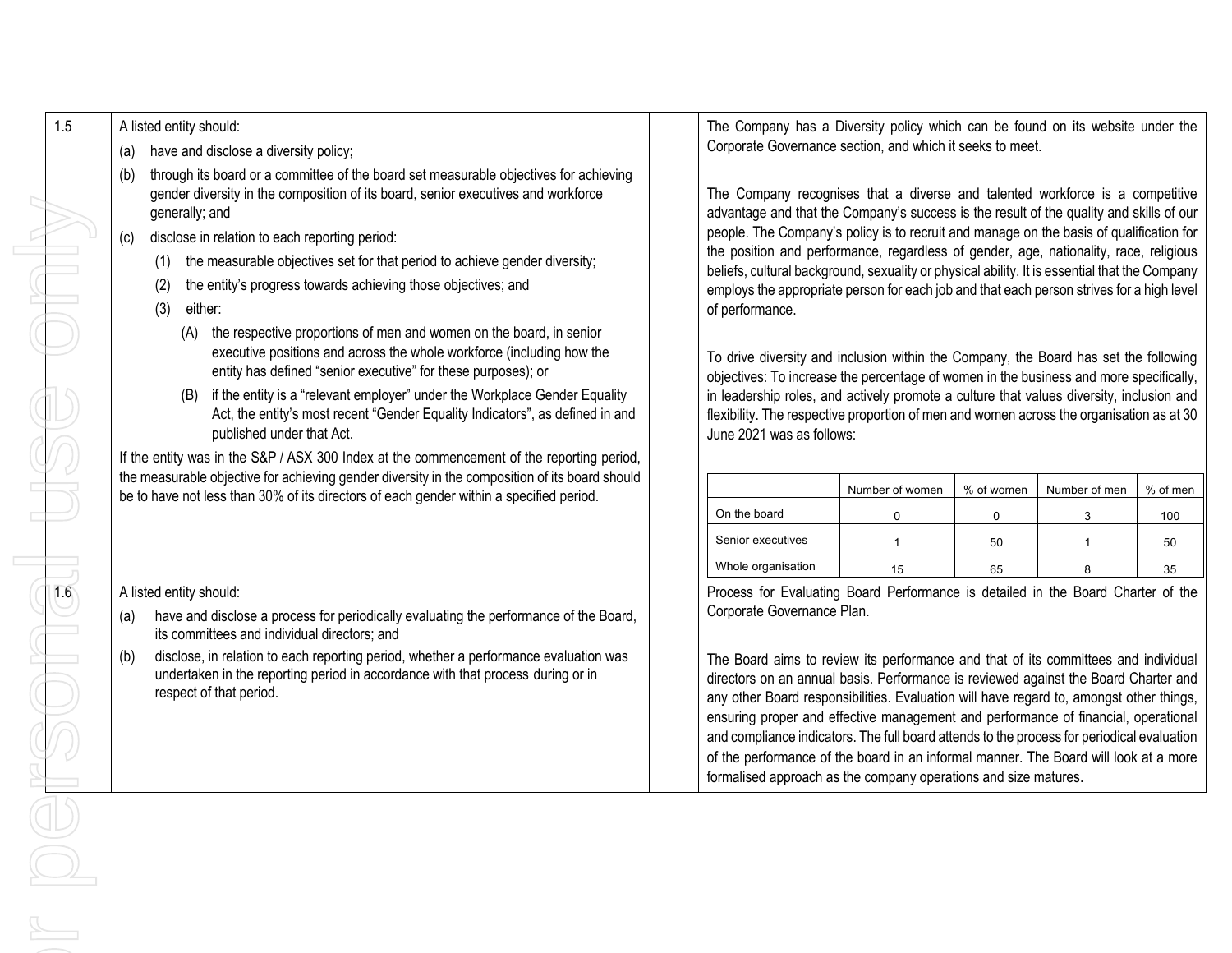| | | | |
|---|---|---|---|
| 1.5 | A listed entity should:<br>(a) have and disclose a diversity policy;<br>(b) through its board or a committee of the board set measurable objectives for achieving gender diversity in the composition of its board, senior executives and workforce generally; and<br>(c) disclose in relation to each reporting period:<br>(1) the measurable objectives set for that period to achieve gender diversity;<br>(2) the entity's progress towards achieving those objectives; and<br>(3) either:<br>(A) the respective proportions of men and women on the board, in senior executive positions and across the whole workforce (including how the entity has defined "senior executive" for these purposes); or<br>(B) if the entity is a "relevant employer" under the Workplace Gender Equality Act, the entity's most recent "Gender Equality Indicators", as defined in and published under that Act.<br>If the entity was in the S&P / ASX 300 Index at the commencement of the reporting period, the measurable objective for achieving gender diversity in the composition of its board should be to have not less than 30% of its directors of each gender within a specified period. | | The Company has a Diversity policy which can be found on its website under the Corporate Governance section, and which it seeks to meet.<br><br>The Company recognises that a diverse and talented workforce is a competitive advantage and that the Company's success is the result of the quality and skills of our people. The Company's policy is to recruit and manage on the basis of qualification for the position and performance, regardless of gender, age, nationality, race, religious beliefs, cultural background, sexuality or physical ability. It is essential that the Company employs the appropriate person for each job and that each person strives for a high level of performance.<br><br>To drive diversity and inclusion within the Company, the Board has set the following objectives: To increase the percentage of women in the business and more specifically, in leadership roles, and actively promote a culture that values diversity, inclusion and flexibility. The respective proportion of men and women across the organisation as at 30 June 2021 was as follows:<br><br>(see table below) |
| 1.6 | A listed entity should:<br>(a) have and disclose a process for periodically evaluating the performance of the Board, its committees and individual directors; and<br>(b) disclose, in relation to each reporting period, whether a performance evaluation was undertaken in the reporting period in accordance with that process during or in respect of that period. | | Process for Evaluating Board Performance is detailed in the Board Charter of the Corporate Governance Plan.<br><br>The Board aims to review its performance and that of its committees and individual directors on an annual basis. Performance is reviewed against the Board Charter and any other Board responsibilities. Evaluation will have regard to, amongst other things, ensuring proper and effective management and performance of financial, operational and compliance indicators. The full board attends to the process for periodical evaluation of the performance of the board in an informal manner. The Board will look at a more formalised approach as the company operations and size matures. |

| | Number of women | % of women | Number of men | % of men |
|---|---|---|---|---|
| On the board | 0 | 0 | 3 | 100 |
| Senior executives | 1 | 50 | 1 | 50 |
| Whole organisation | 15 | 65 | 8 | 35 |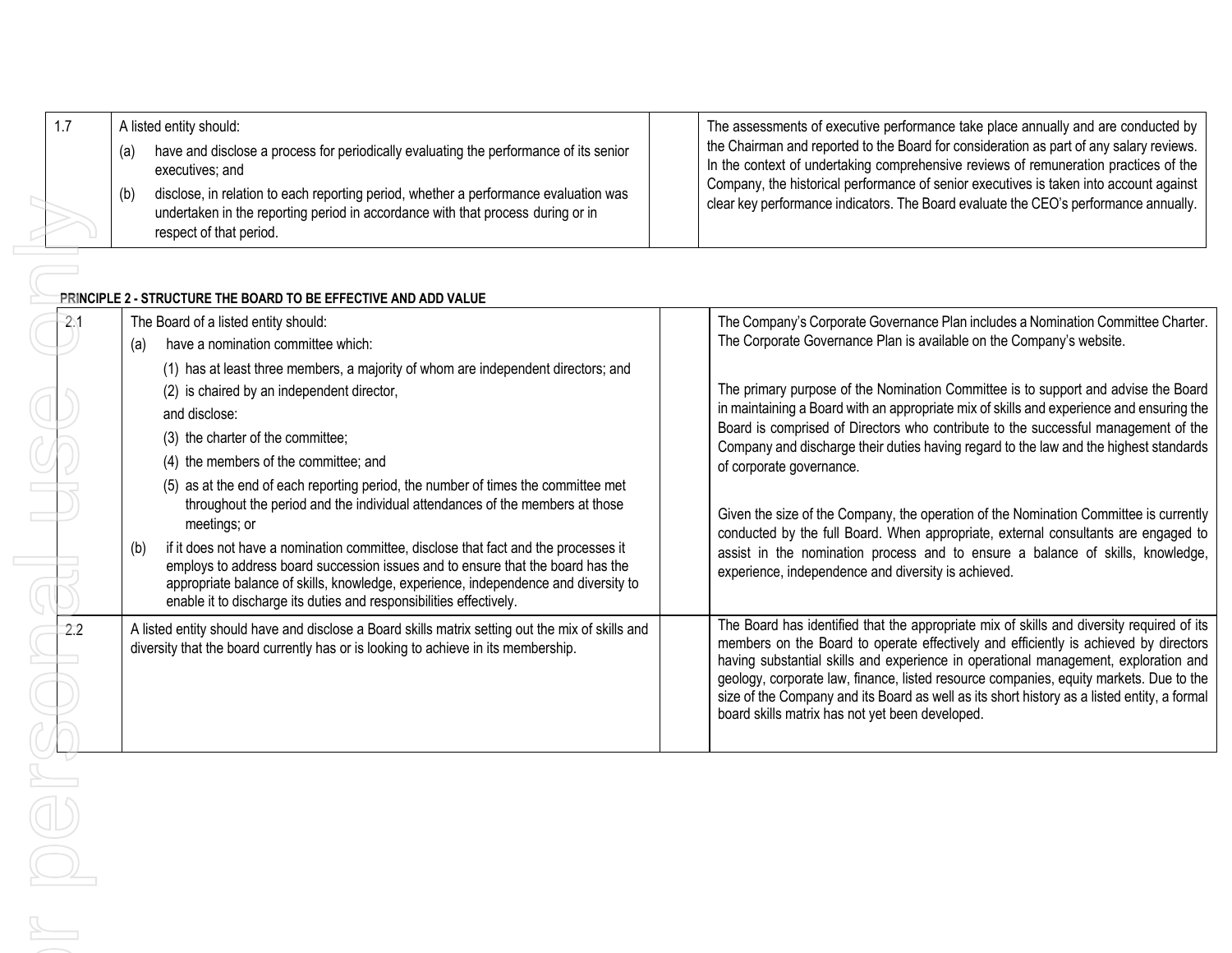| | | | |
|---|---|---|---|
| 1.7 | A listed entity should:<br>(a) have and disclose a process for periodically evaluating the performance of its senior executives; and<br>(b) disclose, in relation to each reporting period, whether a performance evaluation was undertaken in the reporting period in accordance with that process during or in respect of that period. | | The assessments of executive performance take place annually and are conducted by the Chairman and reported to the Board for consideration as part of any salary reviews. In the context of undertaking comprehensive reviews of remuneration practices of the Company, the historical performance of senior executives is taken into account against clear key performance indicators. The Board evaluate the CEO's performance annually. |

**PRINCIPLE 2 - STRUCTURE THE BOARD TO BE EFFECTIVE AND ADD VALUE**

| | | | |
|---|---|---|---|
| 2.1 | The Board of a listed entity should:<br>(a) have a nomination committee which:<br>(1) has at least three members, a majority of whom are independent directors; and<br>(2) is chaired by an independent director,<br>and disclose:<br>(3) the charter of the committee;<br>(4) the members of the committee; and<br>(5) as at the end of each reporting period, the number of times the committee met throughout the period and the individual attendances of the members at those meetings; or<br>(b) if it does not have a nomination committee, disclose that fact and the processes it employs to address board succession issues and to ensure that the board has the appropriate balance of skills, knowledge, experience, independence and diversity to enable it to discharge its duties and responsibilities effectively. | | The Company's Corporate Governance Plan includes a Nomination Committee Charter. The Corporate Governance Plan is available on the Company's website.<br><br>The primary purpose of the Nomination Committee is to support and advise the Board in maintaining a Board with an appropriate mix of skills and experience and ensuring the Board is comprised of Directors who contribute to the successful management of the Company and discharge their duties having regard to the law and the highest standards of corporate governance.<br><br>Given the size of the Company, the operation of the Nomination Committee is currently conducted by the full Board. When appropriate, external consultants are engaged to assist in the nomination process and to ensure a balance of skills, knowledge, experience, independence and diversity is achieved. |
| 2.2 | A listed entity should have and disclose a Board skills matrix setting out the mix of skills and diversity that the board currently has or is looking to achieve in its membership. | | The Board has identified that the appropriate mix of skills and diversity required of its members on the Board to operate effectively and efficiently is achieved by directors having substantial skills and experience in operational management, exploration and geology, corporate law, finance, listed resource companies, equity markets. Due to the size of the Company and its Board as well as its short history as a listed entity, a formal board skills matrix has not yet been developed. |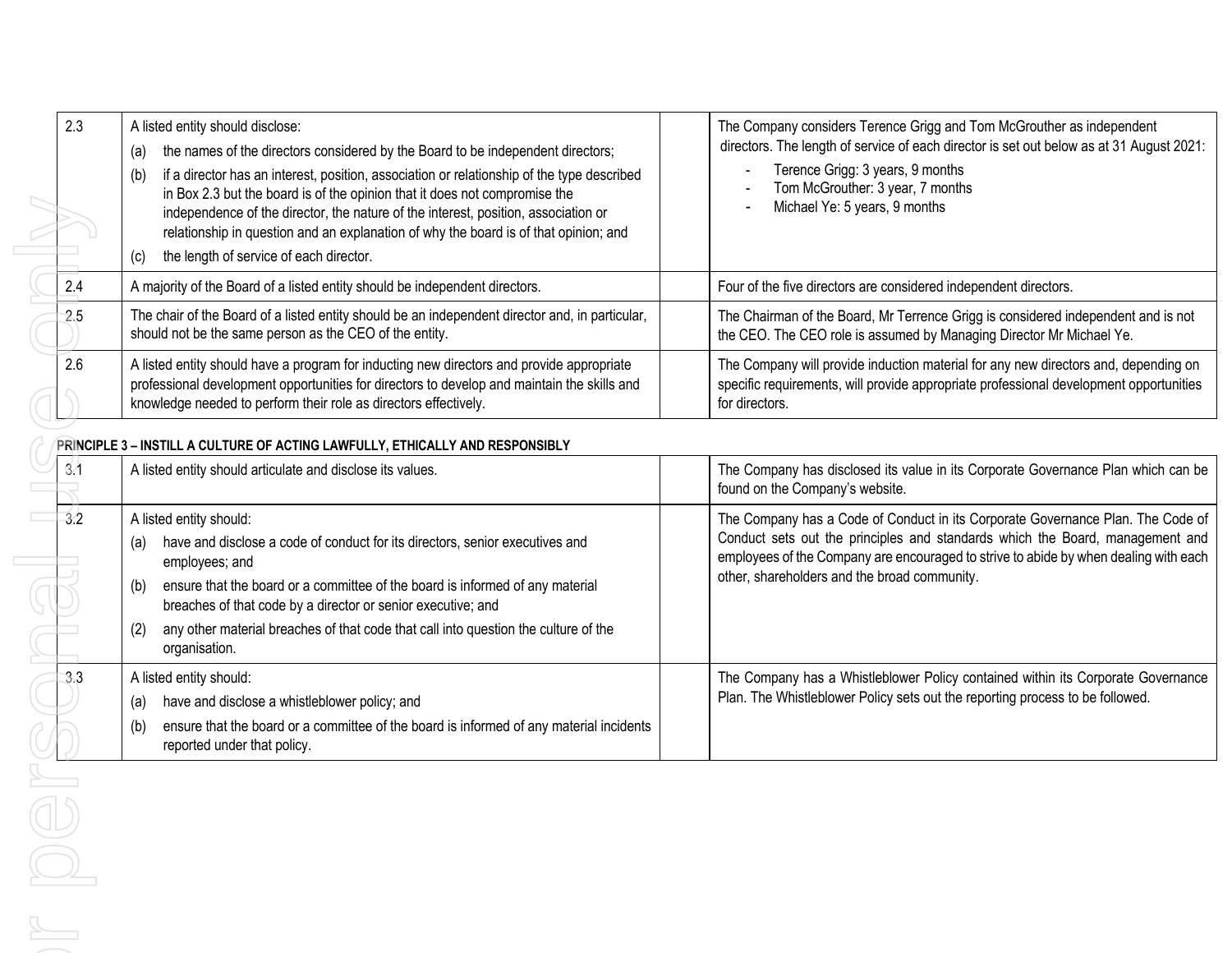| | | | |
|---|---|---|---|
| 2.3 | A listed entity should disclose:<br>(a) the names of the directors considered by the Board to be independent directors;<br>(b) if a director has an interest, position, association or relationship of the type described in Box 2.3 but the board is of the opinion that it does not compromise the independence of the director, the nature of the interest, position, association or relationship in question and an explanation of why the board is of that opinion; and<br>(c) the length of service of each director. | | The Company considers Terence Grigg and Tom McGrouther as independent directors. The length of service of each director is set out below as at 31 August 2021:<br>- Terence Grigg: 3 years, 9 months<br>- Tom McGrouther: 3 year, 7 months<br>- Michael Ye: 5 years, 9 months |
| 2.4 | A majority of the Board of a listed entity should be independent directors. | | Four of the five directors are considered independent directors. |
| 2.5 | The chair of the Board of a listed entity should be an independent director and, in particular, should not be the same person as the CEO of the entity. | | The Chairman of the Board, Mr Terrence Grigg is considered independent and is not the CEO. The CEO role is assumed by Managing Director Mr Michael Ye. |
| 2.6 | A listed entity should have a program for inducting new directors and provide appropriate professional development opportunities for directors to develop and maintain the skills and knowledge needed to perform their role as directors effectively. | | The Company will provide induction material for any new directors and, depending on specific requirements, will provide appropriate professional development opportunities for directors. |

**PRINCIPLE 3 – INSTILL A CULTURE OF ACTING LAWFULLY, ETHICALLY AND RESPONSIBLY**

| | | | |
|---|---|---|---|
| 3.1 | A listed entity should articulate and disclose its values. | | The Company has disclosed its value in its Corporate Governance Plan which can be found on the Company's website. |
| 3.2 | A listed entity should:<br>(a) have and disclose a code of conduct for its directors, senior executives and employees; and<br>(b) ensure that the board or a committee of the board is informed of any material breaches of that code by a director or senior executive; and<br>(2) any other material breaches of that code that call into question the culture of the organisation. | | The Company has a Code of Conduct in its Corporate Governance Plan. The Code of Conduct sets out the principles and standards which the Board, management and employees of the Company are encouraged to strive to abide by when dealing with each other, shareholders and the broad community. |
| 3.3 | A listed entity should:<br>(a) have and disclose a whistleblower policy; and<br>(b) ensure that the board or a committee of the board is informed of any material incidents reported under that policy. | | The Company has a Whistleblower Policy contained within its Corporate Governance Plan. The Whistleblower Policy sets out the reporting process to be followed. |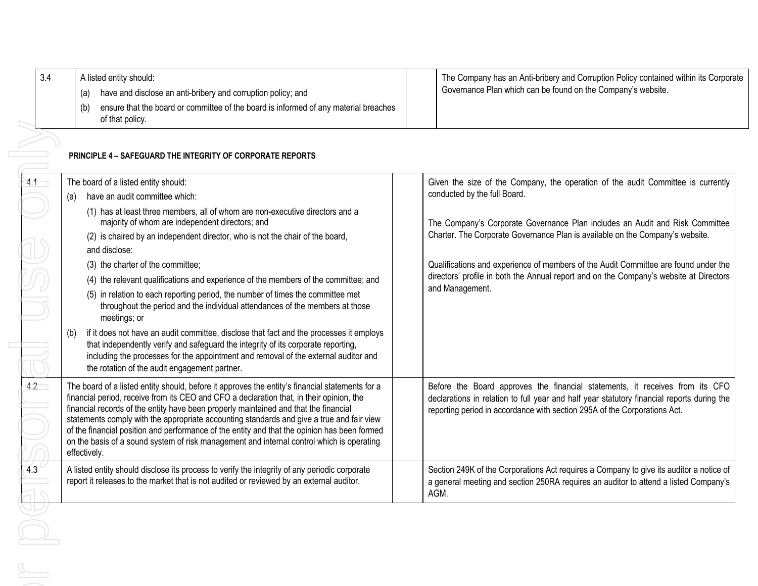| | | | |
|---|---|---|---|
| 3.4 | A listed entity should:<br>(a) have and disclose an anti-bribery and corruption policy; and<br>(b) ensure that the board or committee of the board is informed of any material breaches of that policy. | | The Company has an Anti-bribery and Corruption Policy contained within its Corporate Governance Plan which can be found on the Company's website. |

**PRINCIPLE 4 – SAFEGUARD THE INTEGRITY OF CORPORATE REPORTS**

| | | | |
|---|---|---|---|
| 4.1 | The board of a listed entity should:<br>(a) have an audit committee which:<br>(1) has at least three members, all of whom are non-executive directors and a majority of whom are independent directors; and<br>(2) is chaired by an independent director, who is not the chair of the board,<br>and disclose:<br>(3) the charter of the committee;<br>(4) the relevant qualifications and experience of the members of the committee; and<br>(5) in relation to each reporting period, the number of times the committee met throughout the period and the individual attendances of the members at those meetings; or<br>(b) if it does not have an audit committee, disclose that fact and the processes it employs that independently verify and safeguard the integrity of its corporate reporting, including the processes for the appointment and removal of the external auditor and the rotation of the audit engagement partner. | | Given the size of the Company, the operation of the audit Committee is currently conducted by the full Board.<br><br>The Company's Corporate Governance Plan includes an Audit and Risk Committee Charter. The Corporate Governance Plan is available on the Company's website.<br><br>Qualifications and experience of members of the Audit Committee are found under the directors' profile in both the Annual report and on the Company's website at Directors and Management. |
| 4.2 | The board of a listed entity should, before it approves the entity's financial statements for a financial period, receive from its CEO and CFO a declaration that, in their opinion, the financial records of the entity have been properly maintained and that the financial statements comply with the appropriate accounting standards and give a true and fair view of the financial position and performance of the entity and that the opinion has been formed on the basis of a sound system of risk management and internal control which is operating effectively. | | Before the Board approves the financial statements, it receives from its CFO declarations in relation to full year and half year statutory financial reports during the reporting period in accordance with section 295A of the Corporations Act. |
| 4.3 | A listed entity should disclose its process to verify the integrity of any periodic corporate report it releases to the market that is not audited or reviewed by an external auditor. | | Section 249K of the Corporations Act requires a Company to give its auditor a notice of a general meeting and section 250RA requires an auditor to attend a listed Company's AGM. |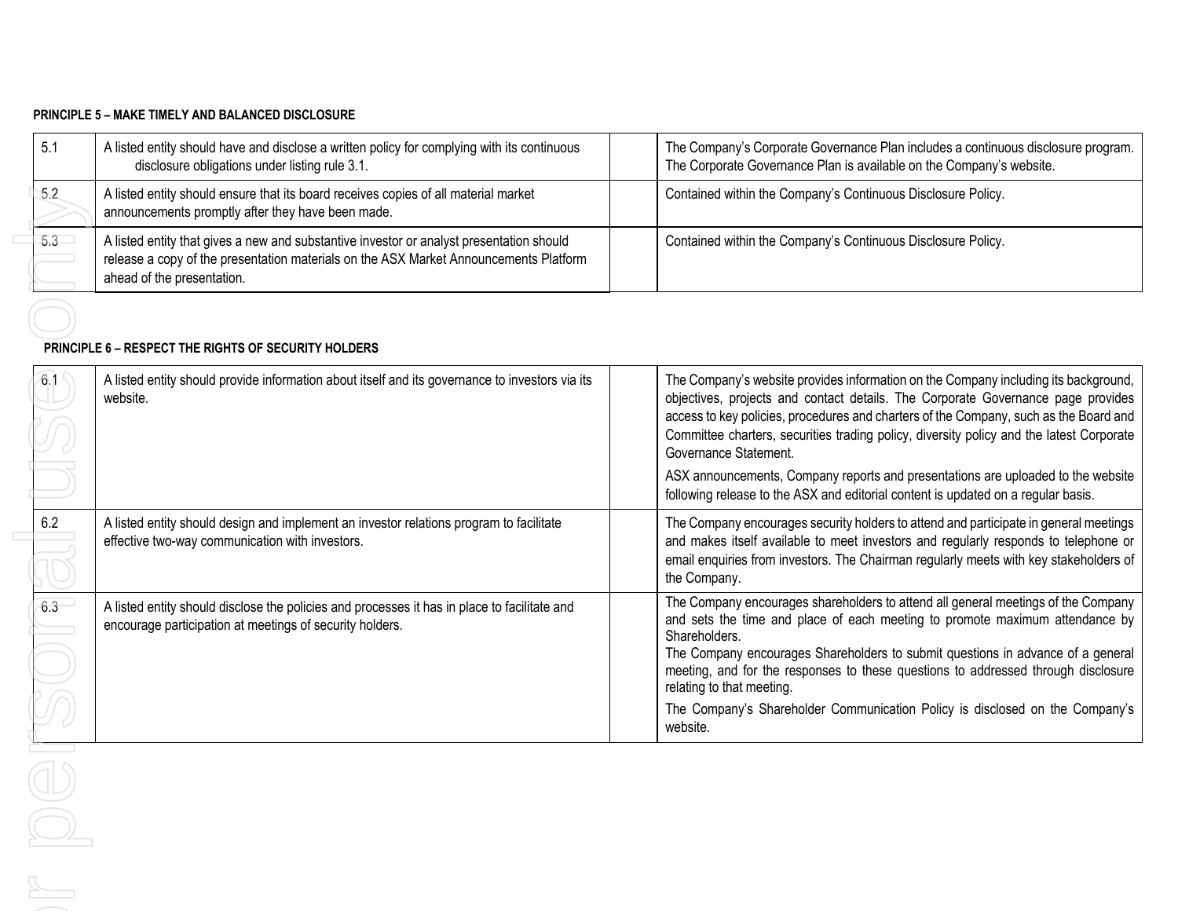**PRINCIPLE 5 – MAKE TIMELY AND BALANCED DISCLOSURE**

| | | | |
|---|---|---|---|
| 5.1 | A listed entity should have and disclose a written policy for complying with its continuous disclosure obligations under listing rule 3.1. | | The Company's Corporate Governance Plan includes a continuous disclosure program. The Corporate Governance Plan is available on the Company's website. |
| 5.2 | A listed entity should ensure that its board receives copies of all material market announcements promptly after they have been made. | | Contained within the Company's Continuous Disclosure Policy. |
| 5.3 | A listed entity that gives a new and substantive investor or analyst presentation should release a copy of the presentation materials on the ASX Market Announcements Platform ahead of the presentation. | | Contained within the Company's Continuous Disclosure Policy. |

**PRINCIPLE 6 – RESPECT THE RIGHTS OF SECURITY HOLDERS**

| | | | |
|---|---|---|---|
| 6.1 | A listed entity should provide information about itself and its governance to investors via its website. | | The Company's website provides information on the Company including its background, objectives, projects and contact details. The Corporate Governance page provides access to key policies, procedures and charters of the Company, such as the Board and Committee charters, securities trading policy, diversity policy and the latest Corporate Governance Statement.<br>ASX announcements, Company reports and presentations are uploaded to the website following release to the ASX and editorial content is updated on a regular basis. |
| 6.2 | A listed entity should design and implement an investor relations program to facilitate effective two-way communication with investors. | | The Company encourages security holders to attend and participate in general meetings and makes itself available to meet investors and regularly responds to telephone or email enquiries from investors. The Chairman regularly meets with key stakeholders of the Company. |
| 6.3 | A listed entity should disclose the policies and processes it has in place to facilitate and encourage participation at meetings of security holders. | | The Company encourages shareholders to attend all general meetings of the Company and sets the time and place of each meeting to promote maximum attendance by Shareholders.<br>The Company encourages Shareholders to submit questions in advance of a general meeting, and for the responses to these questions to addressed through disclosure relating to that meeting.<br>The Company's Shareholder Communication Policy is disclosed on the Company's website. |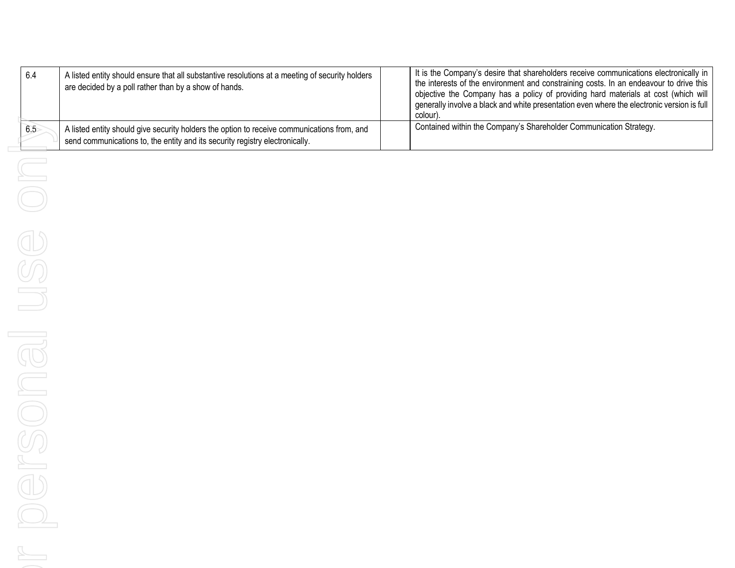| | | | |
|---|---|---|---|
| 6.4 | A listed entity should ensure that all substantive resolutions at a meeting of security holders are decided by a poll rather than by a show of hands. | | It is the Company's desire that shareholders receive communications electronically in the interests of the environment and constraining costs. In an endeavour to drive this objective the Company has a policy of providing hard materials at cost (which will generally involve a black and white presentation even where the electronic version is full colour). |
| 6.5 | A listed entity should give security holders the option to receive communications from, and send communications to, the entity and its security registry electronically. | | Contained within the Company's Shareholder Communication Strategy. |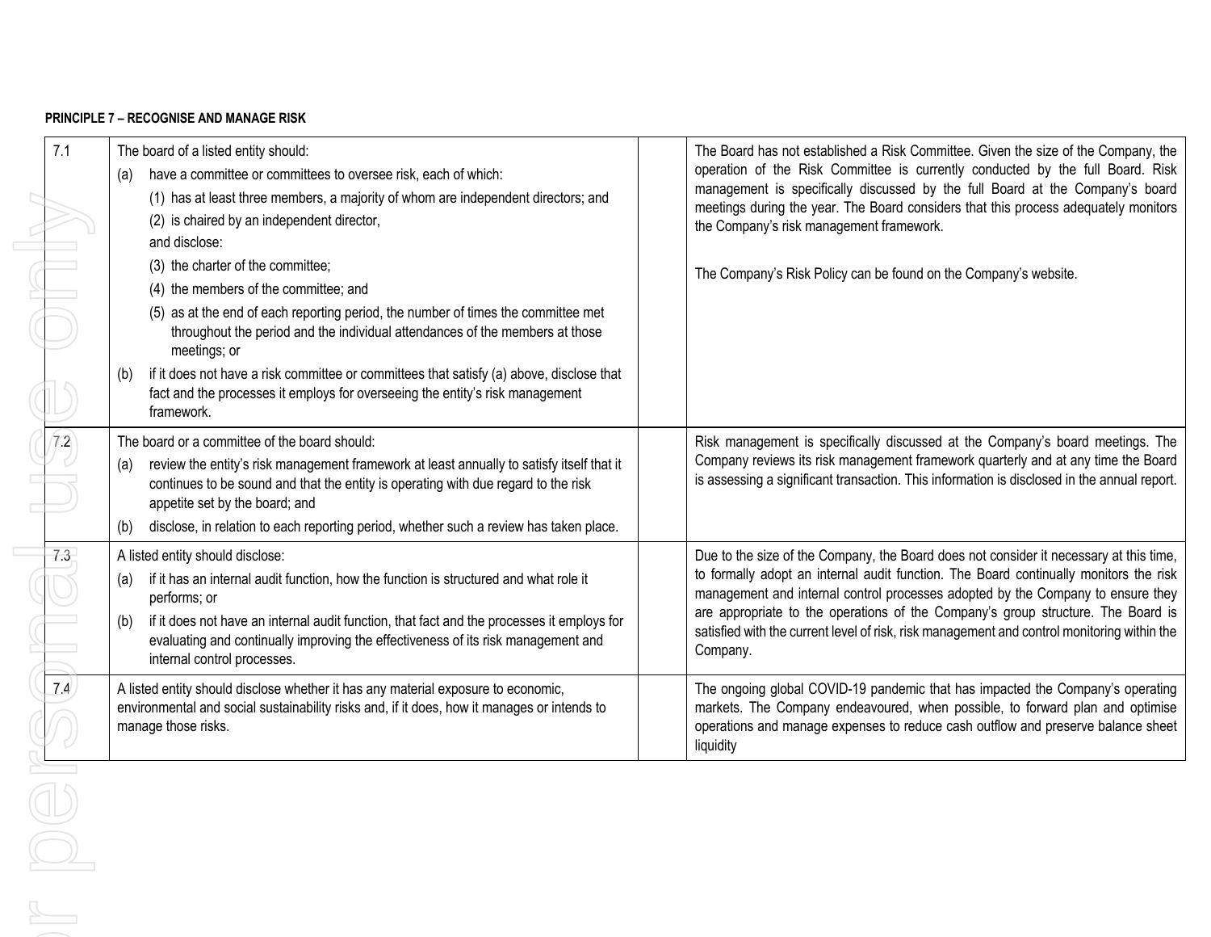**PRINCIPLE 7 – RECOGNISE AND MANAGE RISK**

| | | | |
|---|---|---|---|
| 7.1 | The board of a listed entity should:<br>(a) have a committee or committees to oversee risk, each of which:<br>(1) has at least three members, a majority of whom are independent directors; and<br>(2) is chaired by an independent director,<br>and disclose:<br>(3) the charter of the committee;<br>(4) the members of the committee; and<br>(5) as at the end of each reporting period, the number of times the committee met throughout the period and the individual attendances of the members at those meetings; or<br>(b) if it does not have a risk committee or committees that satisfy (a) above, disclose that fact and the processes it employs for overseeing the entity's risk management framework. | | The Board has not established a Risk Committee. Given the size of the Company, the operation of the Risk Committee is currently conducted by the full Board. Risk management is specifically discussed by the full Board at the Company's board meetings during the year. The Board considers that this process adequately monitors the Company's risk management framework.<br><br>The Company's Risk Policy can be found on the Company's website. |
| 7.2 | The board or a committee of the board should:<br>(a) review the entity's risk management framework at least annually to satisfy itself that it continues to be sound and that the entity is operating with due regard to the risk appetite set by the board; and<br>(b) disclose, in relation to each reporting period, whether such a review has taken place. | | Risk management is specifically discussed at the Company's board meetings. The Company reviews its risk management framework quarterly and at any time the Board is assessing a significant transaction. This information is disclosed in the annual report. |
| 7.3 | A listed entity should disclose:<br>(a) if it has an internal audit function, how the function is structured and what role it performs; or<br>(b) if it does not have an internal audit function, that fact and the processes it employs for evaluating and continually improving the effectiveness of its risk management and internal control processes. | | Due to the size of the Company, the Board does not consider it necessary at this time, to formally adopt an internal audit function. The Board continually monitors the risk management and internal control processes adopted by the Company to ensure they are appropriate to the operations of the Company's group structure. The Board is satisfied with the current level of risk, risk management and control monitoring within the Company. |
| 7.4 | A listed entity should disclose whether it has any material exposure to economic, environmental and social sustainability risks and, if it does, how it manages or intends to manage those risks. | | The ongoing global COVID-19 pandemic that has impacted the Company's operating markets. The Company endeavoured, when possible, to forward plan and optimise operations and manage expenses to reduce cash outflow and preserve balance sheet liquidity |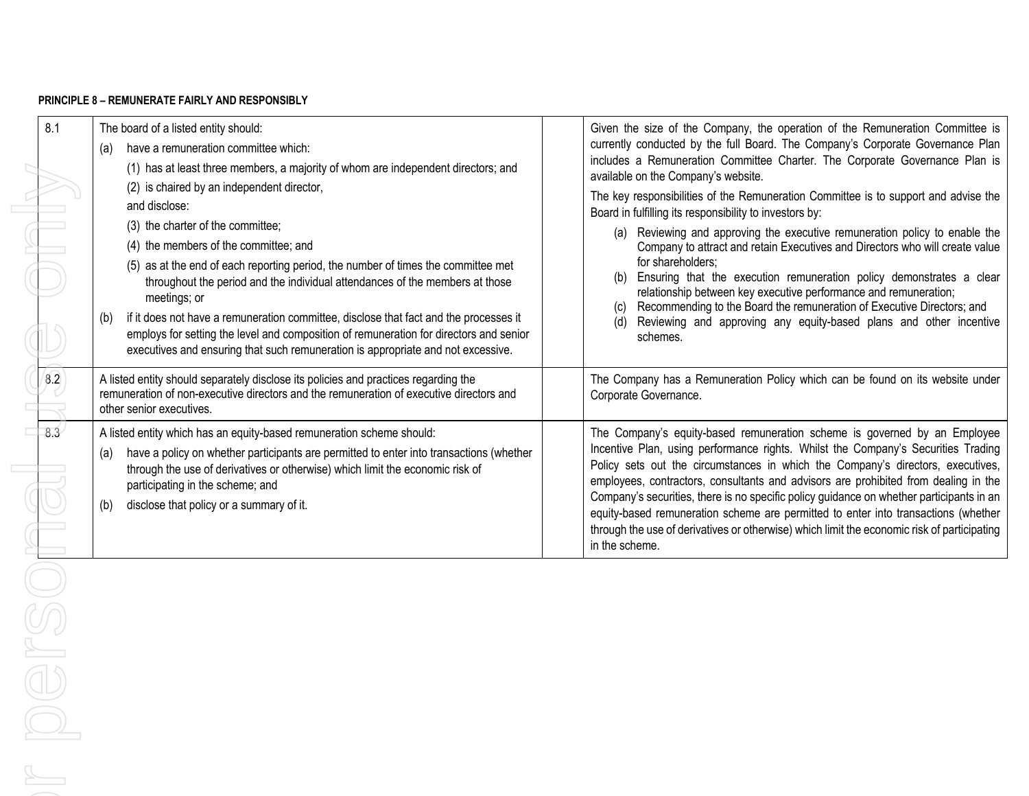**PRINCIPLE 8 – REMUNERATE FAIRLY AND RESPONSIBLY**

| | | | |
|---|---|---|---|
| 8.1 | The board of a listed entity should:<br>(a) have a remuneration committee which:<br>(1) has at least three members, a majority of whom are independent directors; and<br>(2) is chaired by an independent director,<br>and disclose:<br>(3) the charter of the committee;<br>(4) the members of the committee; and<br>(5) as at the end of each reporting period, the number of times the committee met throughout the period and the individual attendances of the members at those meetings; or<br>(b) if it does not have a remuneration committee, disclose that fact and the processes it employs for setting the level and composition of remuneration for directors and senior executives and ensuring that such remuneration is appropriate and not excessive. | | Given the size of the Company, the operation of the Remuneration Committee is currently conducted by the full Board. The Company's Corporate Governance Plan includes a Remuneration Committee Charter. The Corporate Governance Plan is available on the Company's website.<br>The key responsibilities of the Remuneration Committee is to support and advise the Board in fulfilling its responsibility to investors by:<br>(a) Reviewing and approving the executive remuneration policy to enable the Company to attract and retain Executives and Directors who will create value for shareholders;<br>(b) Ensuring that the execution remuneration policy demonstrates a clear relationship between key executive performance and remuneration;<br>(c) Recommending to the Board the remuneration of Executive Directors; and<br>(d) Reviewing and approving any equity-based plans and other incentive schemes. |
| 8.2 | A listed entity should separately disclose its policies and practices regarding the remuneration of non-executive directors and the remuneration of executive directors and other senior executives. | | The Company has a Remuneration Policy which can be found on its website under Corporate Governance. |
| 8.3 | A listed entity which has an equity-based remuneration scheme should:<br>(a) have a policy on whether participants are permitted to enter into transactions (whether through the use of derivatives or otherwise) which limit the economic risk of participating in the scheme; and<br>(b) disclose that policy or a summary of it. | | The Company's equity-based remuneration scheme is governed by an Employee Incentive Plan, using performance rights. Whilst the Company's Securities Trading Policy sets out the circumstances in which the Company's directors, executives, employees, contractors, consultants and advisors are prohibited from dealing in the Company's securities, there is no specific policy guidance on whether participants in an equity-based remuneration scheme are permitted to enter into transactions (whether through the use of derivatives or otherwise) which limit the economic risk of participating in the scheme. |